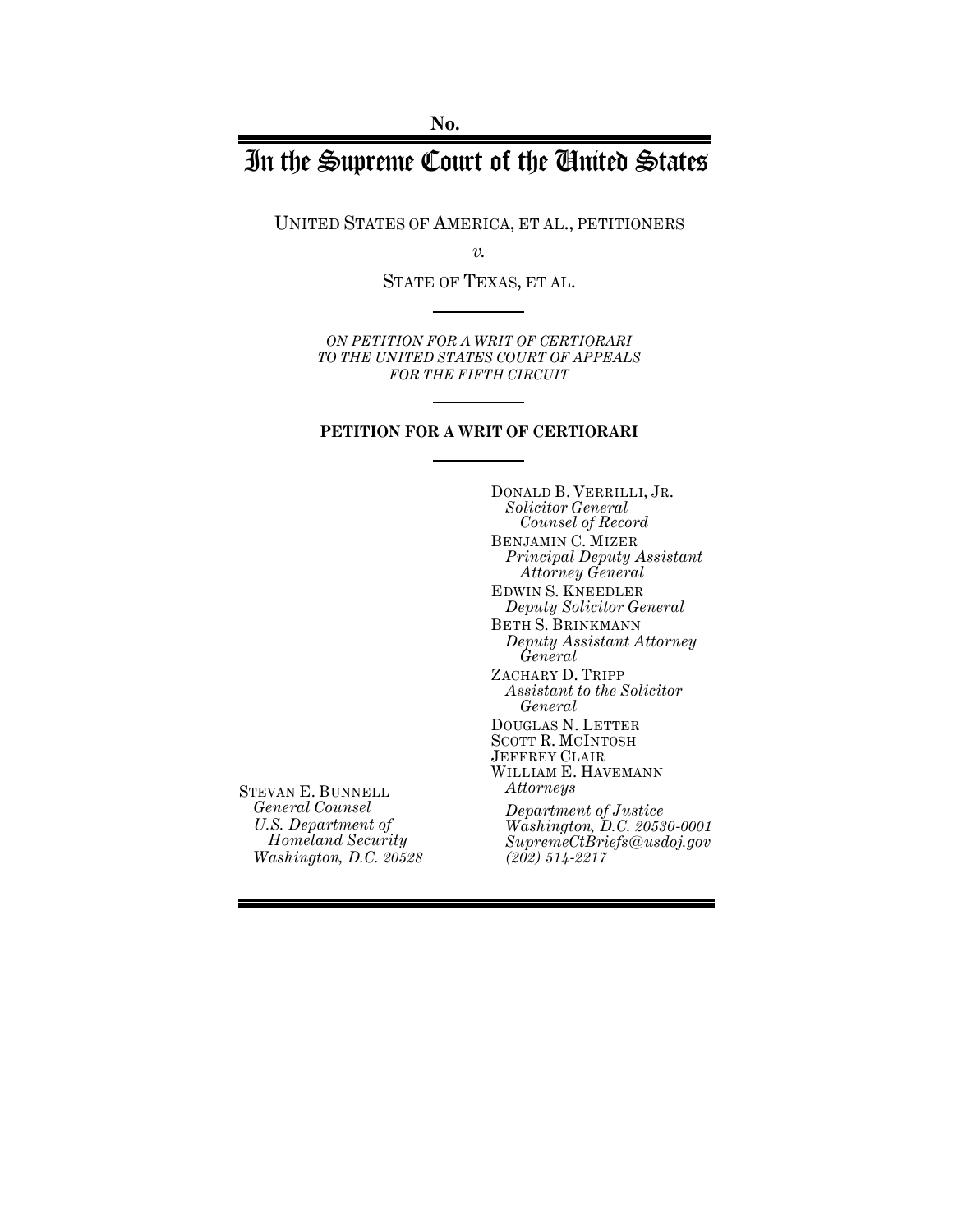No.

# In the Supreme Court of the United States

UNITED STATES OF AMERICA, ET AL., PETITIONERS

*v.*

STATE OF TEXAS, ET AL.

*ON PETITION FOR A WRIT OF CERTIORARI TO THE UNITED STATES COURT OF APPEALS FOR THE FIFTH CIRCUIT*

**PETITION FOR A WRIT OF CERTIORARI**

DONALD B. VERRILLI, JR.
*Solicitor General*
*Counsel of Record*
BENJAMIN C. MIZER
*Principal Deputy Assistant Attorney General*
EDWIN S. KNEEDLER
*Deputy Solicitor General*
BETH S. BRINKMANN
*Deputy Assistant Attorney General*
ZACHARY D. TRIPP
*Assistant to the Solicitor General*
DOUGLAS N. LETTER
SCOTT R. MCINTOSH
JEFFREY CLAIR
WILLIAM E. HAVEMANN
*Attorneys*
*Department of Justice*
*Washington, D.C. 20530-0001*
*SupremeCtBriefs@usdoj.gov*
*(202) 514-2217*

STEVAN E. BUNNELL
*General Counsel*
*U.S. Department of Homeland Security*
*Washington, D.C. 20528*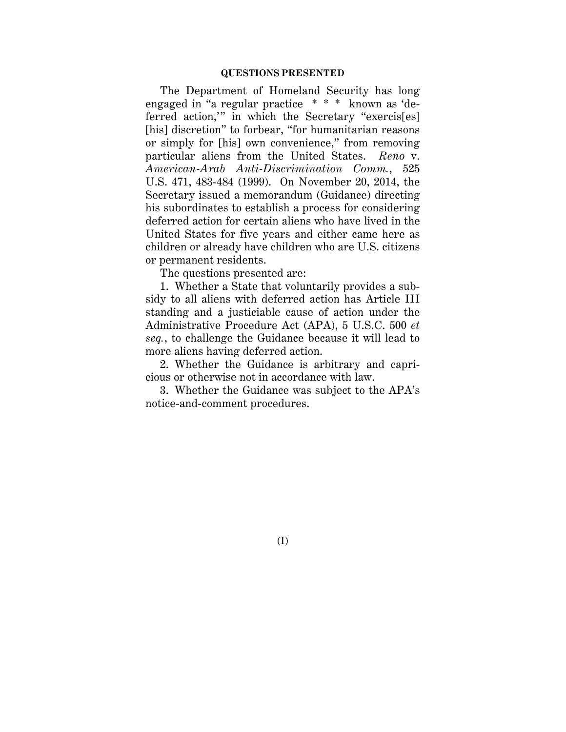## QUESTIONS PRESENTED

The Department of Homeland Security has long engaged in "a regular practice * * * known as 'deferred action,'" in which the Secretary "exercis[es] [his] discretion" to forbear, "for humanitarian reasons or simply for [his] own convenience," from removing particular aliens from the United States. *Reno* v. *American-Arab Anti-Discrimination Comm.*, 525 U.S. 471, 483-484 (1999). On November 20, 2014, the Secretary issued a memorandum (Guidance) directing his subordinates to establish a process for considering deferred action for certain aliens who have lived in the United States for five years and either came here as children or already have children who are U.S. citizens or permanent residents.

The questions presented are:

1. Whether a State that voluntarily provides a subsidy to all aliens with deferred action has Article III standing and a justiciable cause of action under the Administrative Procedure Act (APA), 5 U.S.C. 500 *et seq.*, to challenge the Guidance because it will lead to more aliens having deferred action.

2. Whether the Guidance is arbitrary and capricious or otherwise not in accordance with law.

3. Whether the Guidance was subject to the APA's notice-and-comment procedures.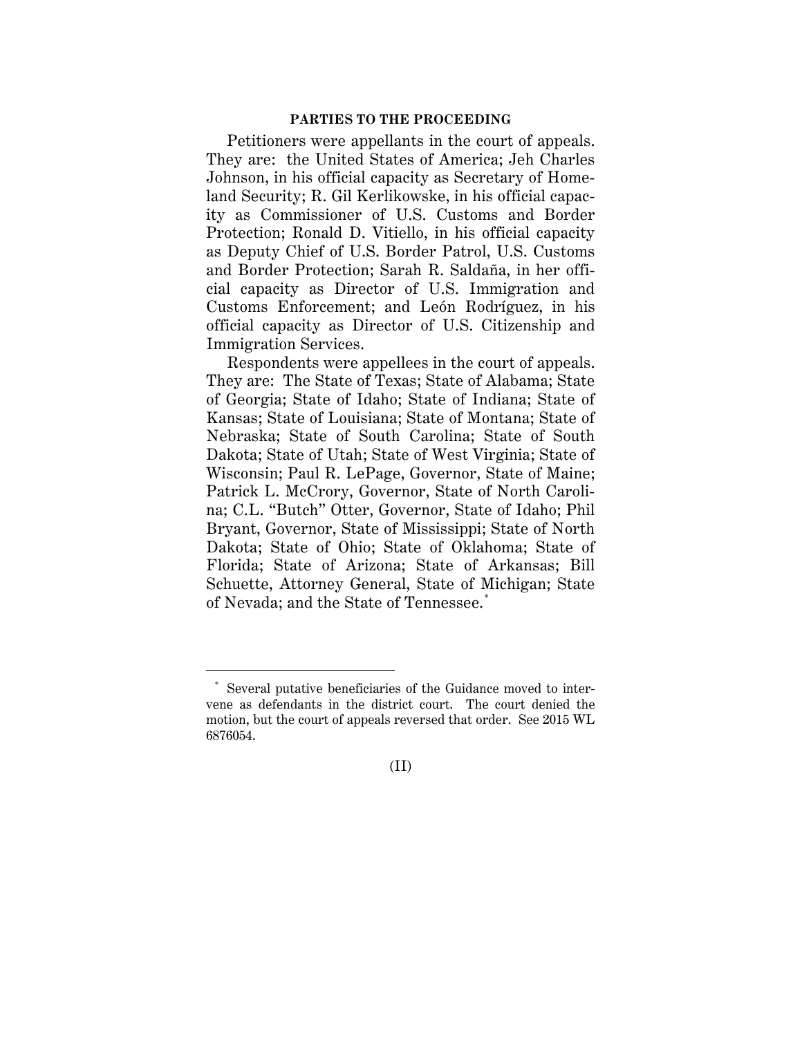## PARTIES TO THE PROCEEDING

Petitioners were appellants in the court of appeals. They are: the United States of America; Jeh Charles Johnson, in his official capacity as Secretary of Homeland Security; R. Gil Kerlikowske, in his official capacity as Commissioner of U.S. Customs and Border Protection; Ronald D. Vitiello, in his official capacity as Deputy Chief of U.S. Border Patrol, U.S. Customs and Border Protection; Sarah R. Saldaña, in her official capacity as Director of U.S. Immigration and Customs Enforcement; and León Rodríguez, in his official capacity as Director of U.S. Citizenship and Immigration Services.

Respondents were appellees in the court of appeals. They are: The State of Texas; State of Alabama; State of Georgia; State of Idaho; State of Indiana; State of Kansas; State of Louisiana; State of Montana; State of Nebraska; State of South Carolina; State of South Dakota; State of Utah; State of West Virginia; State of Wisconsin; Paul R. LePage, Governor, State of Maine; Patrick L. McCrory, Governor, State of North Carolina; C.L. "Butch" Otter, Governor, State of Idaho; Phil Bryant, Governor, State of Mississippi; State of North Dakota; State of Ohio; State of Oklahoma; State of Florida; State of Arizona; State of Arkansas; Bill Schuette, Attorney General, State of Michigan; State of Nevada; and the State of Tennessee.*

---

\* Several putative beneficiaries of the Guidance moved to intervene as defendants in the district court. The court denied the motion, but the court of appeals reversed that order. See 2015 WL 6876054.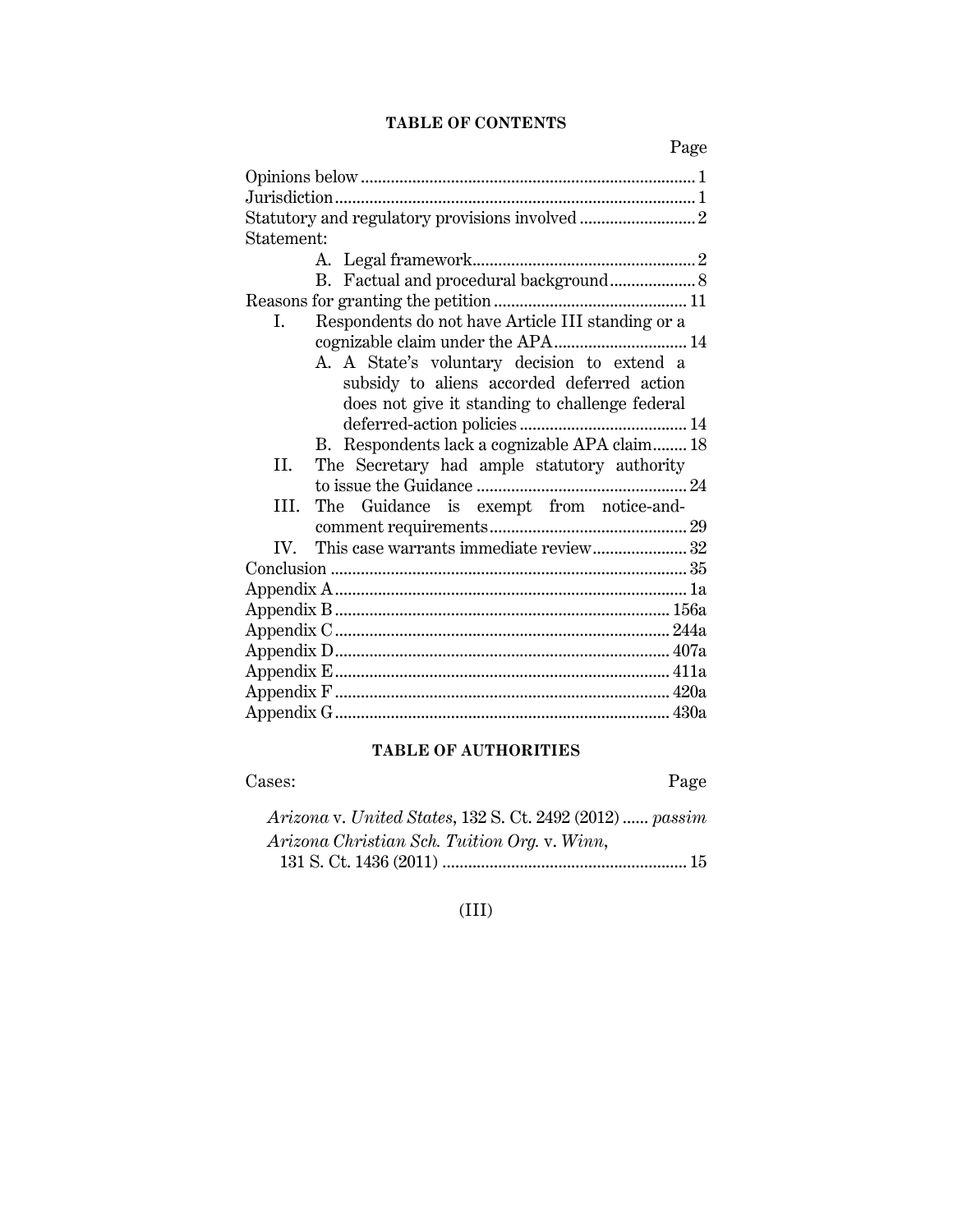## TABLE OF CONTENTS

| | Page |
|---|---|
| Opinions below | 1 |
| Jurisdiction | 1 |
| Statutory and regulatory provisions involved | 2 |
| Statement: | |
| A. Legal framework | 2 |
| B. Factual and procedural background | 8 |
| Reasons for granting the petition | 11 |
| I. Respondents do not have Article III standing or a cognizable claim under the APA | 14 |
| A. A State's voluntary decision to extend a subsidy to aliens accorded deferred action does not give it standing to challenge federal deferred-action policies | 14 |
| B. Respondents lack a cognizable APA claim | 18 |
| II. The Secretary had ample statutory authority to issue the Guidance | 24 |
| III. The Guidance is exempt from notice-and-comment requirements | 29 |
| IV. This case warrants immediate review | 32 |
| Conclusion | 35 |
| Appendix A | 1a |
| Appendix B | 156a |
| Appendix C | 244a |
| Appendix D | 407a |
| Appendix E | 411a |
| Appendix F | 420a |
| Appendix G | 430a |

## TABLE OF AUTHORITIES

| Cases: | Page |
|---|---|
| *Arizona* v. *United States*, 132 S. Ct. 2492 (2012) | *passim* |
| *Arizona Christian Sch. Tuition Org.* v. *Winn*, 131 S. Ct. 1436 (2011) | 15 |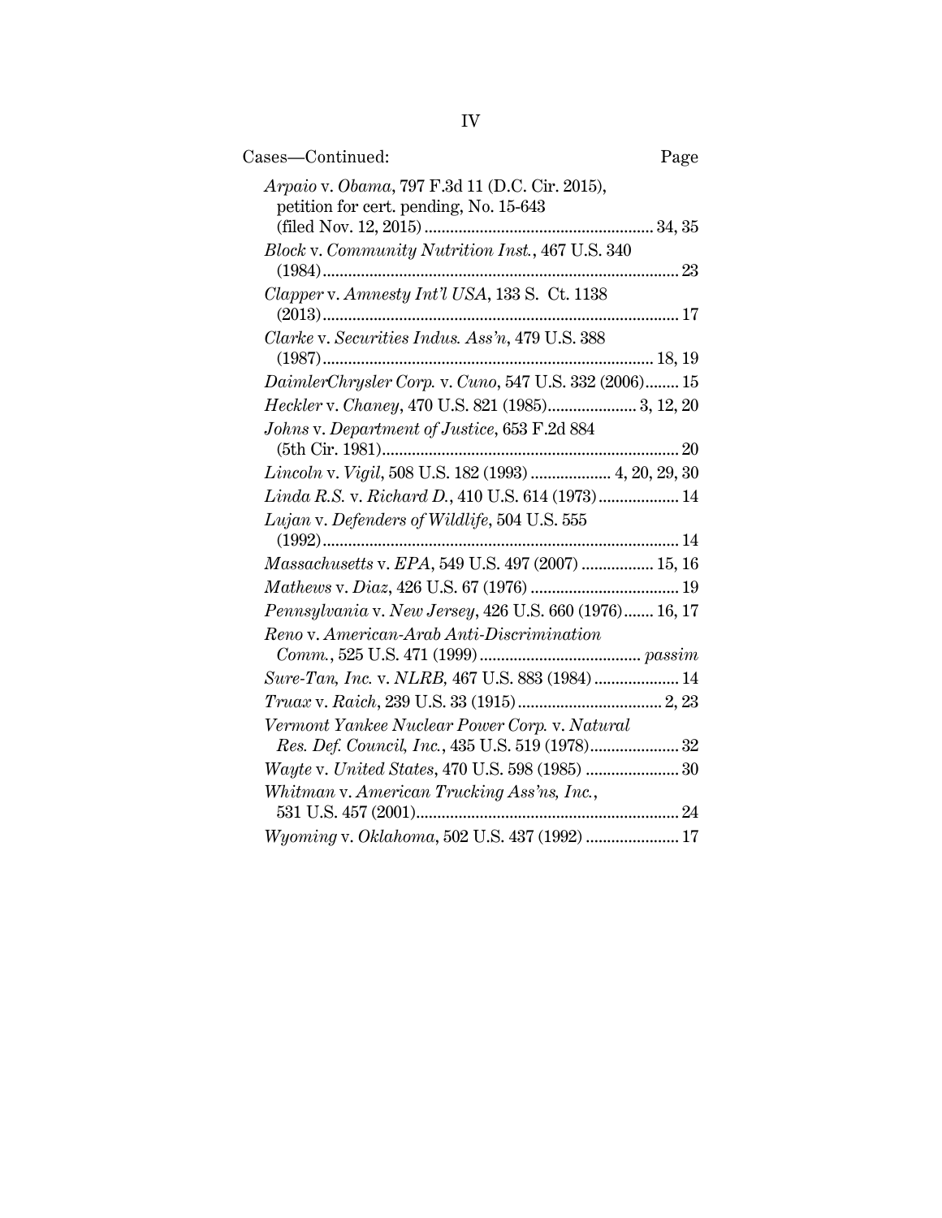Cases—Continued: Page

*Arpaio* v. *Obama*, 797 F.3d 11 (D.C. Cir. 2015), petition for cert. pending, No. 15-643 (filed Nov. 12, 2015) ..................................................... 34, 35

*Block* v. *Community Nutrition Inst.*, 467 U.S. 340 (1984) ..................................................................................... 23

*Clapper* v. *Amnesty Int'l USA*, 133 S. Ct. 1138 (2013) ..................................................................................... 17

*Clarke* v. *Securities Indus. Ass'n*, 479 U.S. 388 (1987) ..................................................................................... 18, 19

*DaimlerChrysler Corp.* v. *Cuno*, 547 U.S. 332 (2006) ........ 15

*Heckler* v. *Chaney*, 470 U.S. 821 (1985) ..................... 3, 12, 20

*Johns* v. *Department of Justice*, 653 F.2d 884 (5th Cir. 1981) ..................................................................... 20

*Lincoln* v. *Vigil*, 508 U.S. 182 (1993) ................... 4, 20, 29, 30

*Linda R.S.* v. *Richard D.*, 410 U.S. 614 (1973) ................... 14

*Lujan* v. *Defenders of Wildlife*, 504 U.S. 555 (1992) ..................................................................................... 14

*Massachusetts* v. *EPA*, 549 U.S. 497 (2007) ................. 15, 16

*Mathews* v. *Diaz*, 426 U.S. 67 (1976) ................................... 19

*Pennsylvania* v. *New Jersey*, 426 U.S. 660 (1976) ....... 16, 17

*Reno* v. *American-Arab Anti-Discrimination Comm.*, 525 U.S. 471 (1999) ...................................... *passim*

*Sure-Tan, Inc.* v. *NLRB*, 467 U.S. 883 (1984) .................... 14

*Truax* v. *Raich*, 239 U.S. 33 (1915) .................................. 2, 23

*Vermont Yankee Nuclear Power Corp.* v. *Natural Res. Def. Council, Inc.*, 435 U.S. 519 (1978) ..................... 32

*Wayte* v. *United States*, 470 U.S. 598 (1985) ...................... 30

*Whitman* v. *American Trucking Ass'ns, Inc.*, 531 U.S. 457 (2001) .............................................................. 24

*Wyoming* v. *Oklahoma*, 502 U.S. 437 (1992) ...................... 17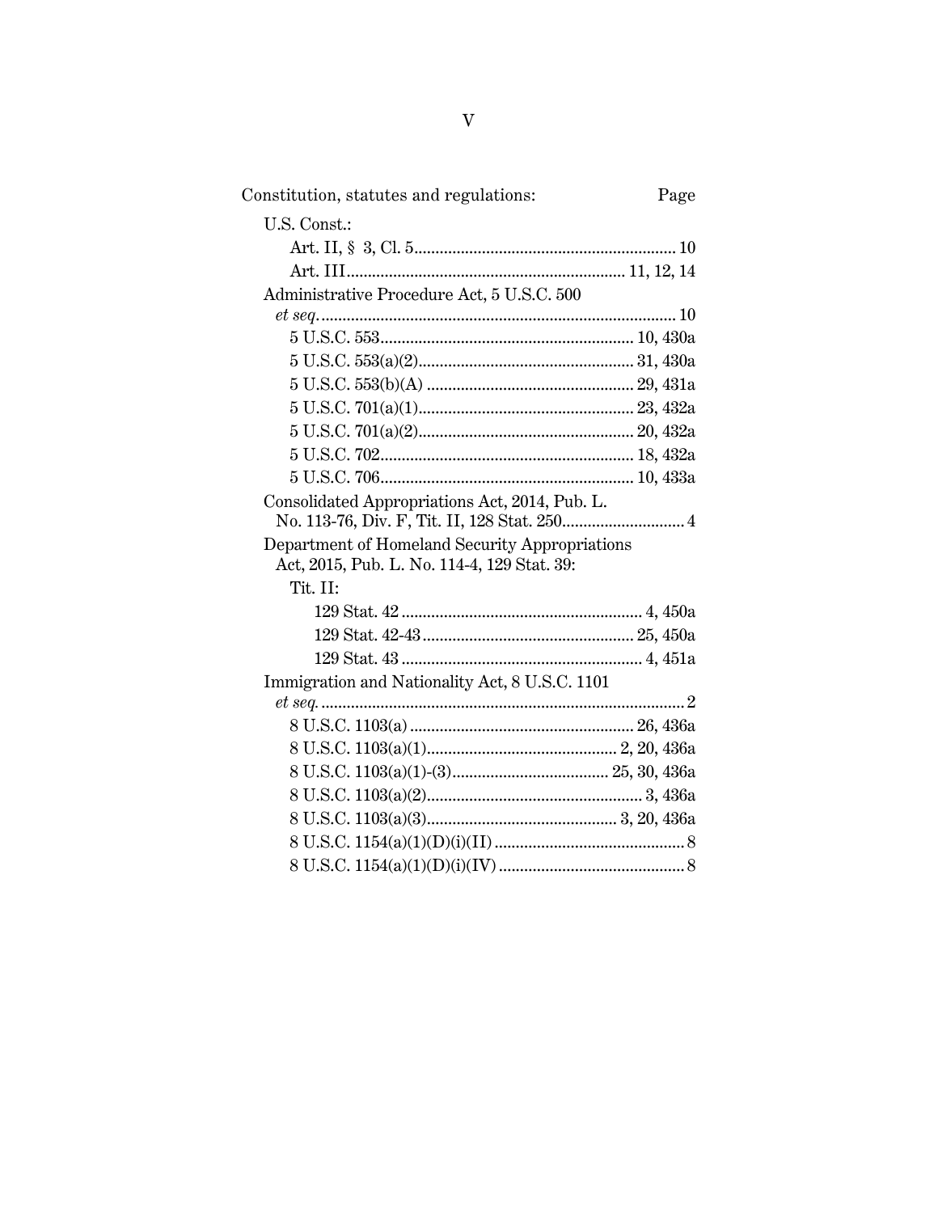Constitution, statutes and regulations: Page

U.S. Const.:

- Art. II, § 3, Cl. 5 .... 10
- Art. III .... 11, 12, 14

Administrative Procedure Act, 5 U.S.C. 500 *et seq.* .... 10

- 5 U.S.C. 553 .... 10, 430a
- 5 U.S.C. 553(a)(2) .... 31, 430a
- 5 U.S.C. 553(b)(A) .... 29, 431a
- 5 U.S.C. 701(a)(1) .... 23, 432a
- 5 U.S.C. 701(a)(2) .... 20, 432a
- 5 U.S.C. 702 .... 18, 432a
- 5 U.S.C. 706 .... 10, 433a

Consolidated Appropriations Act, 2014, Pub. L. No. 113-76, Div. F, Tit. II, 128 Stat. 250 .... 4

Department of Homeland Security Appropriations Act, 2015, Pub. L. No. 114-4, 129 Stat. 39:

Tit. II:

- 129 Stat. 42 .... 4, 450a
- 129 Stat. 42-43 .... 25, 450a
- 129 Stat. 43 .... 4, 451a

Immigration and Nationality Act, 8 U.S.C. 1101 *et seq.* .... 2

- 8 U.S.C. 1103(a) .... 26, 436a
- 8 U.S.C. 1103(a)(1) .... 2, 20, 436a
- 8 U.S.C. 1103(a)(1)-(3) .... 25, 30, 436a
- 8 U.S.C. 1103(a)(2) .... 3, 436a
- 8 U.S.C. 1103(a)(3) .... 3, 20, 436a
- 8 U.S.C. 1154(a)(1)(D)(i)(II) .... 8
- 8 U.S.C. 1154(a)(1)(D)(i)(IV) .... 8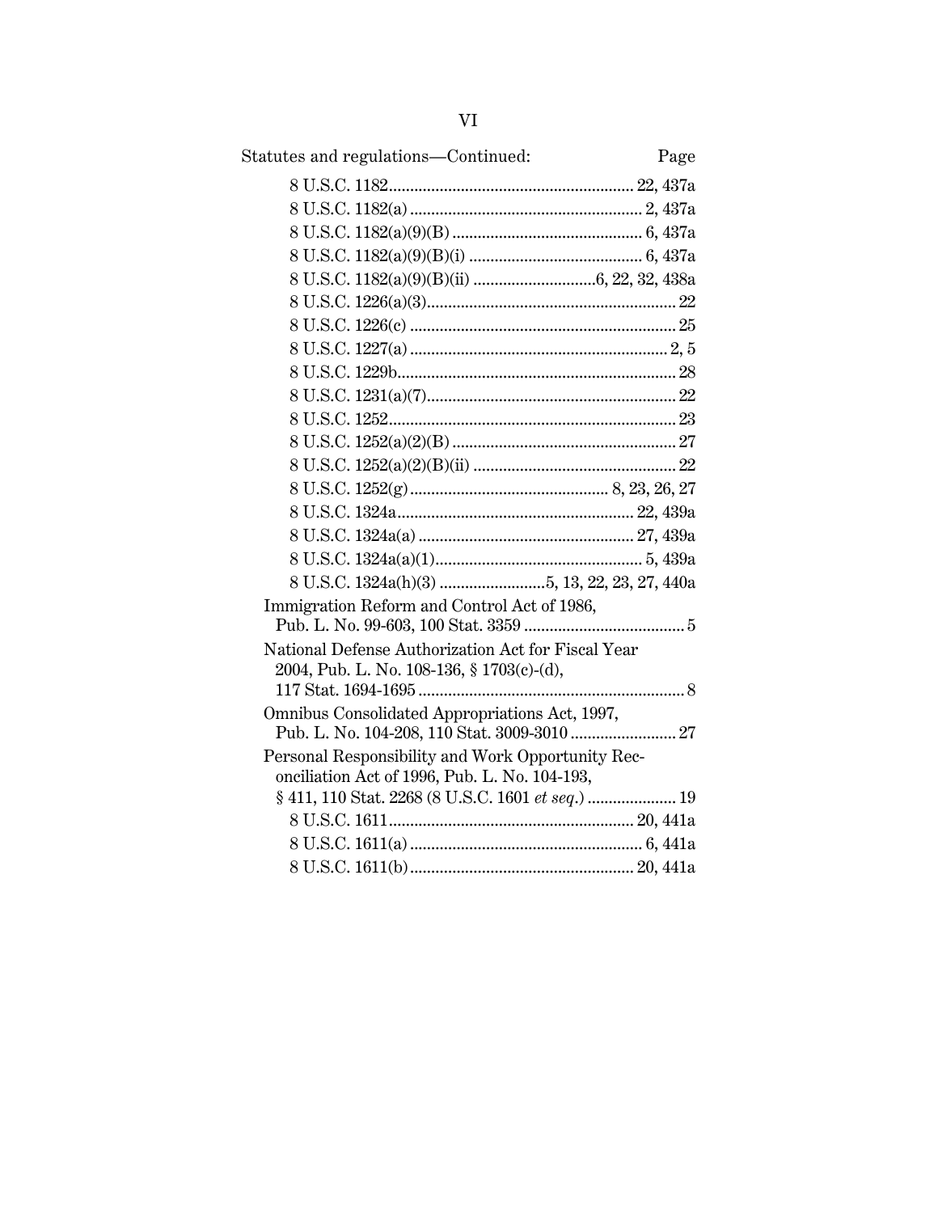Statutes and regulations—Continued: Page

8 U.S.C. 1182 ........................................................ 22, 437a

8 U.S.C. 1182(a) ..................................................... 2, 437a

8 U.S.C. 1182(a)(9)(B) ............................................ 6, 437a

8 U.S.C. 1182(a)(9)(B)(i) ........................................ 6, 437a

8 U.S.C. 1182(a)(9)(B)(ii) ...........................6, 22, 32, 438a

8 U.S.C. 1226(a)(3)......................................................... 22

8 U.S.C. 1226(c) ............................................................. 25

8 U.S.C. 1227(a) ........................................................... 2, 5

8 U.S.C. 1229b................................................................ 28

8 U.S.C. 1231(a)(7)......................................................... 22

8 U.S.C. 1252.................................................................. 23

8 U.S.C. 1252(a)(2)(B) ................................................... 27

8 U.S.C. 1252(a)(2)(B)(ii) ............................................... 22

8 U.S.C. 1252(g)............................................. 8, 23, 26, 27

8 U.S.C. 1324a....................................................... 22, 439a

8 U.S.C. 1324a(a) ................................................. 27, 439a

8 U.S.C. 1324a(a)(1)............................................... 5, 439a

8 U.S.C. 1324a(h)(3) ........................5, 13, 22, 23, 27, 440a

Immigration Reform and Control Act of 1986, Pub. L. No. 99-603, 100 Stat. 3359 ..................................... 5

National Defense Authorization Act for Fiscal Year 2004, Pub. L. No. 108-136, § 1703(c)-(d), 117 Stat. 1694-1695 .............................................................. 8

Omnibus Consolidated Appropriations Act, 1997, Pub. L. No. 104-208, 110 Stat. 3009-3010 ........................ 27

Personal Responsibility and Work Opportunity Reconciliation Act of 1996, Pub. L. No. 104-193, § 411, 110 Stat. 2268 (8 U.S.C. 1601 *et seq.*) .................... 19

8 U.S.C. 1611......................................................... 20, 441a

8 U.S.C. 1611(a) ..................................................... 6, 441a

8 U.S.C. 1611(b).................................................... 20, 441a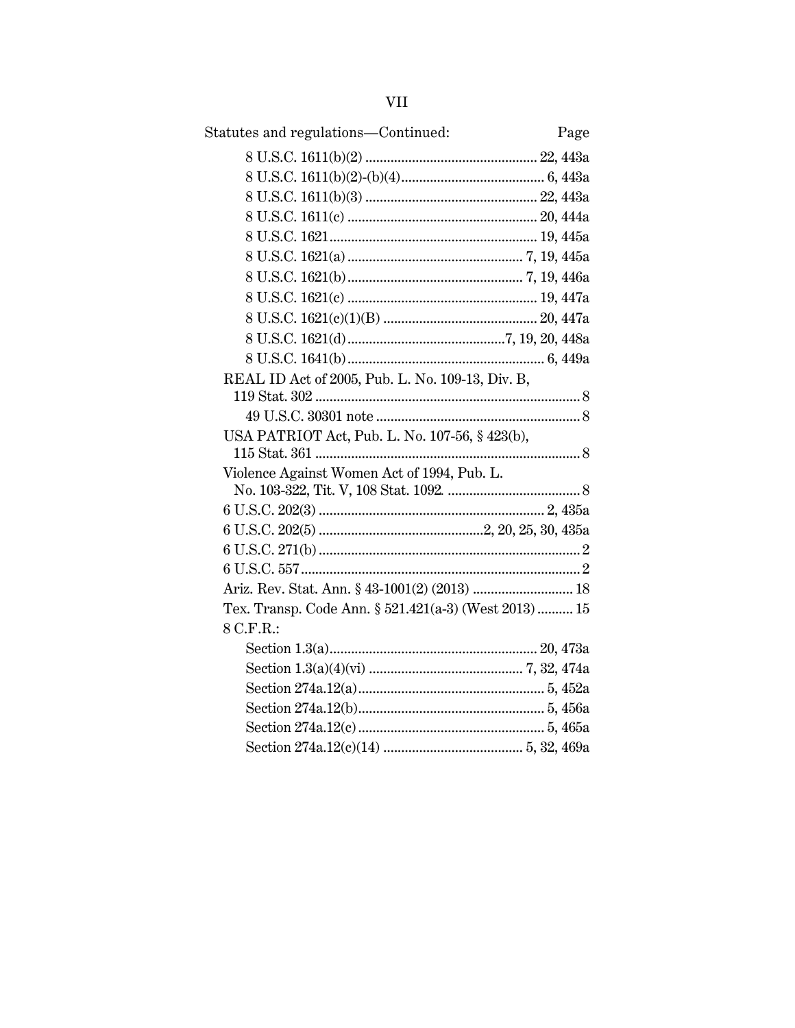| Statutes and regulations—Continued: | Page |
|---|---|
| 8 U.S.C. 1611(b)(2) | 22, 443a |
| 8 U.S.C. 1611(b)(2)-(b)(4) | 6, 443a |
| 8 U.S.C. 1611(b)(3) | 22, 443a |
| 8 U.S.C. 1611(c) | 20, 444a |
| 8 U.S.C. 1621 | 19, 445a |
| 8 U.S.C. 1621(a) | 7, 19, 445a |
| 8 U.S.C. 1621(b) | 7, 19, 446a |
| 8 U.S.C. 1621(c) | 19, 447a |
| 8 U.S.C. 1621(c)(1)(B) | 20, 447a |
| 8 U.S.C. 1621(d) | 7, 19, 20, 448a |
| 8 U.S.C. 1641(b) | 6, 449a |
| REAL ID Act of 2005, Pub. L. No. 109-13, Div. B, 119 Stat. 302 | 8 |
| 49 U.S.C. 30301 note | 8 |
| USA PATRIOT Act, Pub. L. No. 107-56, § 423(b), 115 Stat. 361 | 8 |
| Violence Against Women Act of 1994, Pub. L. No. 103-322, Tit. V, 108 Stat. 1092 | 8 |
| 6 U.S.C. 202(3) | 2, 435a |
| 6 U.S.C. 202(5) | 2, 20, 25, 30, 435a |
| 6 U.S.C. 271(b) | 2 |
| 6 U.S.C. 557 | 2 |
| Ariz. Rev. Stat. Ann. § 43-1001(2) (2013) | 18 |
| Tex. Transp. Code Ann. § 521.421(a-3) (West 2013) | 15 |
| 8 C.F.R.: | |
| Section 1.3(a) | 20, 473a |
| Section 1.3(a)(4)(vi) | 7, 32, 474a |
| Section 274a.12(a) | 5, 452a |
| Section 274a.12(b) | 5, 456a |
| Section 274a.12(c) | 5, 465a |
| Section 274a.12(c)(14) | 5, 32, 469a |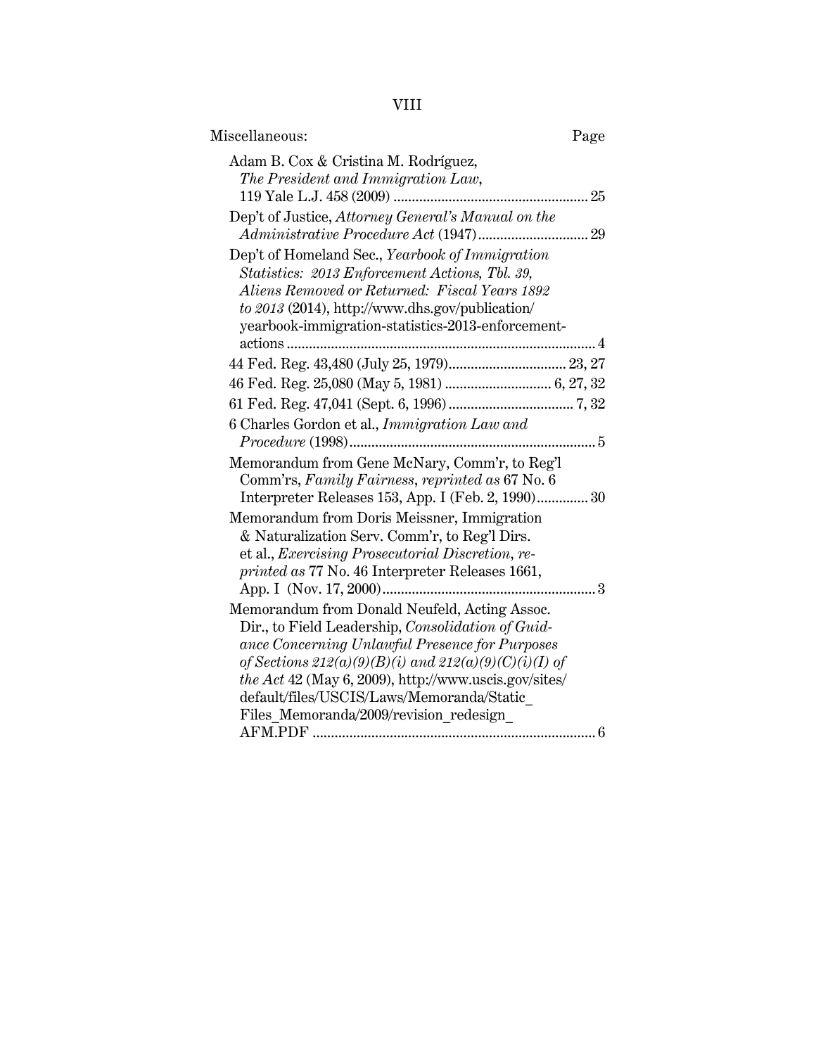Miscellaneous: Page

Adam B. Cox & Cristina M. Rodríguez, *The President and Immigration Law*, 119 Yale L.J. 458 (2009) .................................................... 25

Dep't of Justice, *Attorney General's Manual on the Administrative Procedure Act* (1947)............................. 29

Dep't of Homeland Sec., *Yearbook of Immigration Statistics: 2013 Enforcement Actions, Tbl. 39, Aliens Removed or Returned: Fiscal Years 1892 to 2013* (2014), http://www.dhs.gov/publication/yearbook-immigration-statistics-2013-enforcement-actions .................................................................................... 4

44 Fed. Reg. 43,480 (July 25, 1979)................................ 23, 27

46 Fed. Reg. 25,080 (May 5, 1981) ............................ 6, 27, 32

61 Fed. Reg. 47,041 (Sept. 6, 1996) .................................. 7, 32

6 Charles Gordon et al., *Immigration Law and Procedure* (1998).................................................................. 5

Memorandum from Gene McNary, Comm'r, to Reg'l Comm'rs, *Family Fairness*, *reprinted as* 67 No. 6 Interpreter Releases 153, App. I (Feb. 2, 1990)............. 30

Memorandum from Doris Meissner, Immigration & Naturalization Serv. Comm'r, to Reg'l Dirs. et al., *Exercising Prosecutorial Discretion*, *reprinted as* 77 No. 46 Interpreter Releases 1661, App. I (Nov. 17, 2000)......................................................... 3

Memorandum from Donald Neufeld, Acting Assoc. Dir., to Field Leadership, *Consolidation of Guidance Concerning Unlawful Presence for Purposes of Sections 212(a)(9)(B)(i) and 212(a)(9)(C)(i)(I) of the Act* 42 (May 6, 2009), http://www.uscis.gov/sites/default/files/USCIS/Laws/Memoranda/Static_Files_Memoranda/2009/revision_redesign_AFM.PDF ............................................................................ 6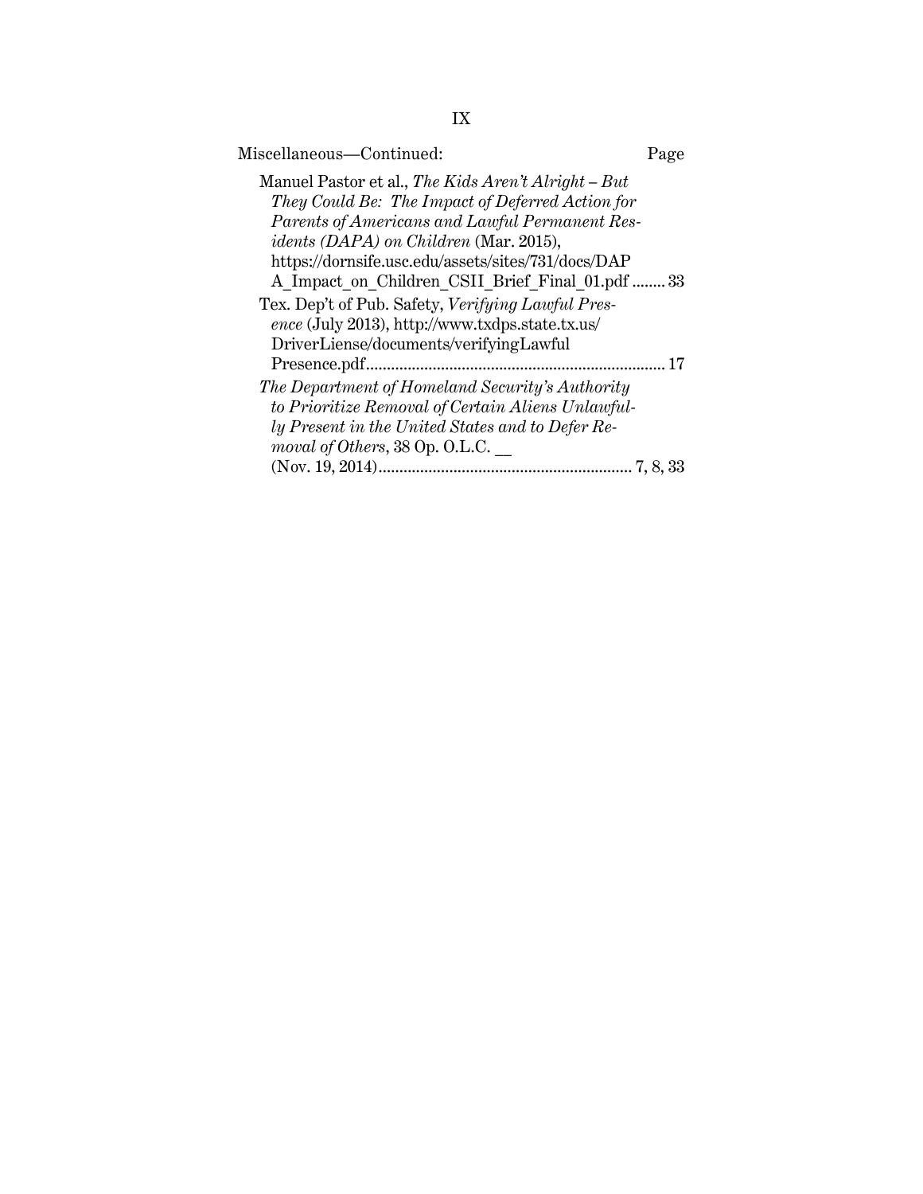Miscellaneous—Continued: Page

Manuel Pastor et al., *The Kids Aren't Alright – But They Could Be: The Impact of Deferred Action for Parents of Americans and Lawful Permanent Residents (DAPA) on Children* (Mar. 2015), https://dornsife.usc.edu/assets/sites/731/docs/DAPA_Impact_on_Children_CSII_Brief_Final_01.pdf ........ 33

Tex. Dep't of Pub. Safety, *Verifying Lawful Presence* (July 2013), http://www.txdps.state.tx.us/DriverLiense/documents/verifyingLawfulPresence.pdf........................................................................ 17

*The Department of Homeland Security's Authority to Prioritize Removal of Certain Aliens Unlawfully Present in the United States and to Defer Removal of Others*, 38 Op. O.L.C. __ (Nov. 19, 2014)............................................................ 7, 8, 33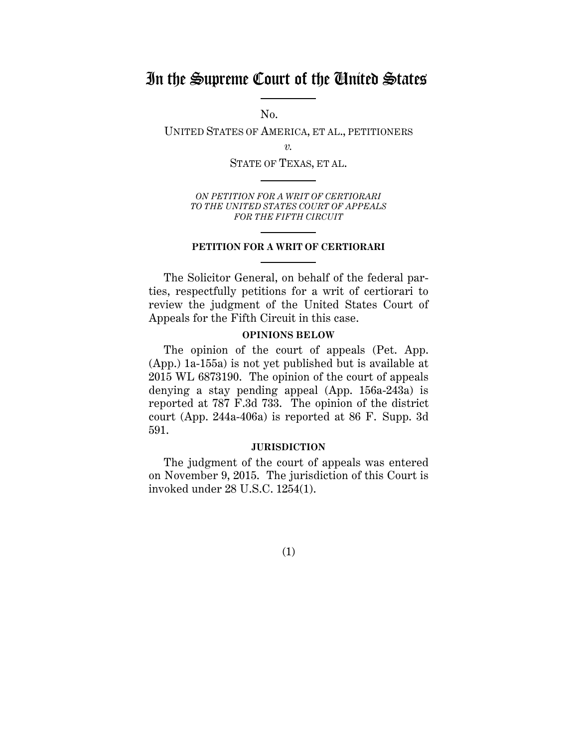# In the Supreme Court of the United States

No.

UNITED STATES OF AMERICA, ET AL., PETITIONERS

*v.*

STATE OF TEXAS, ET AL.

*ON PETITION FOR A WRIT OF CERTIORARI TO THE UNITED STATES COURT OF APPEALS FOR THE FIFTH CIRCUIT*

**PETITION FOR A WRIT OF CERTIORARI**

The Solicitor General, on behalf of the federal parties, respectfully petitions for a writ of certiorari to review the judgment of the United States Court of Appeals for the Fifth Circuit in this case.

## OPINIONS BELOW

The opinion of the court of appeals (Pet. App. (App.) 1a-155a) is not yet published but is available at 2015 WL 6873190. The opinion of the court of appeals denying a stay pending appeal (App. 156a-243a) is reported at 787 F.3d 733. The opinion of the district court (App. 244a-406a) is reported at 86 F. Supp. 3d 591.

## JURISDICTION

The judgment of the court of appeals was entered on November 9, 2015. The jurisdiction of this Court is invoked under 28 U.S.C. 1254(1).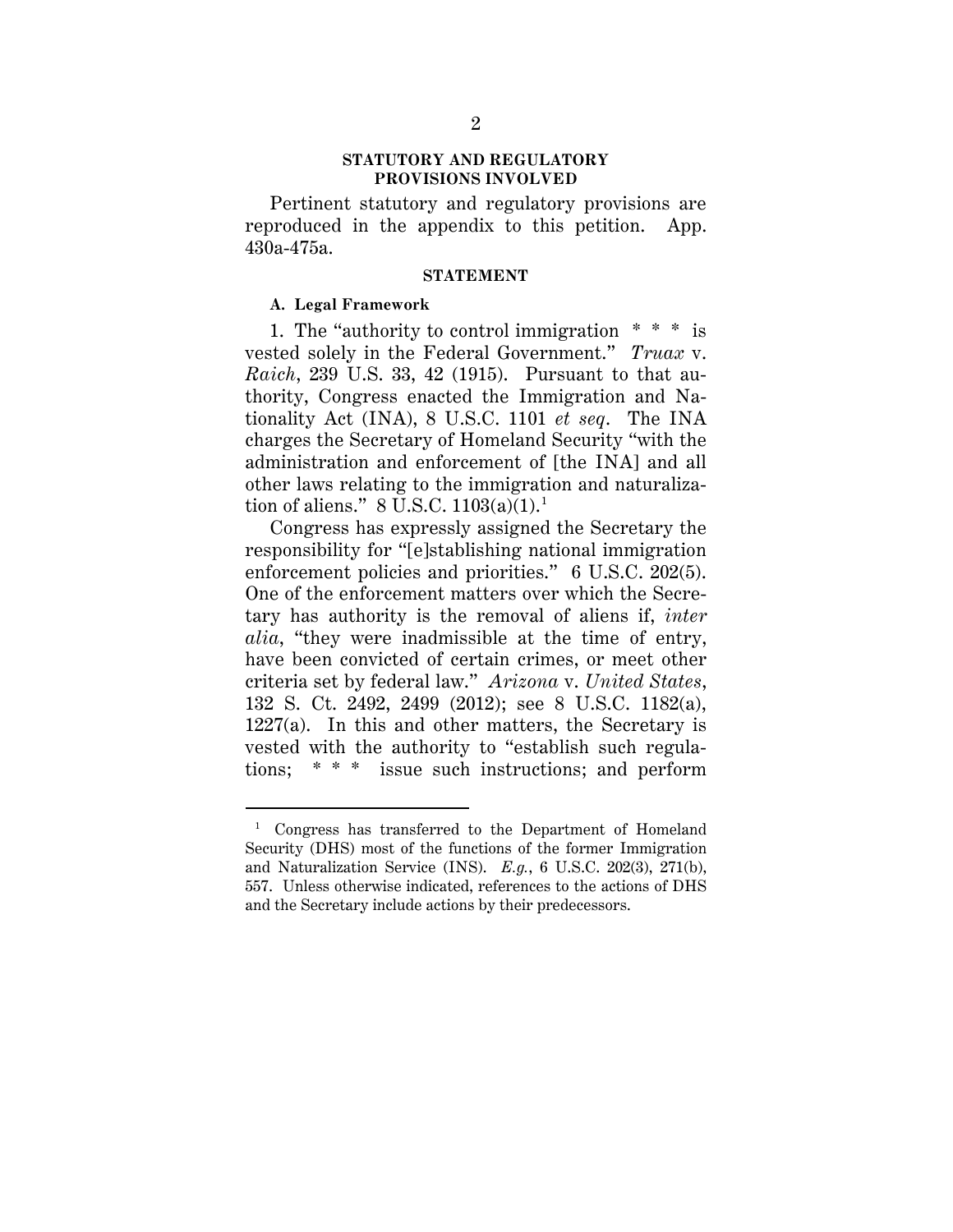## STATUTORY AND REGULATORY PROVISIONS INVOLVED

Pertinent statutory and regulatory provisions are reproduced in the appendix to this petition. App. 430a-475a.

## STATEMENT

### A. Legal Framework

1. The "authority to control immigration \* \* \* is vested solely in the Federal Government." *Truax* v. *Raich*, 239 U.S. 33, 42 (1915). Pursuant to that authority, Congress enacted the Immigration and Nationality Act (INA), 8 U.S.C. 1101 *et seq*. The INA charges the Secretary of Homeland Security "with the administration and enforcement of [the INA] and all other laws relating to the immigration and naturalization of aliens." 8 U.S.C. 1103(a)(1).[1]

Congress has expressly assigned the Secretary the responsibility for "[e]stablishing national immigration enforcement policies and priorities." 6 U.S.C. 202(5). One of the enforcement matters over which the Secretary has authority is the removal of aliens if, *inter alia*, "they were inadmissible at the time of entry, have been convicted of certain crimes, or meet other criteria set by federal law." *Arizona* v. *United States*, 132 S. Ct. 2492, 2499 (2012); see 8 U.S.C. 1182(a), 1227(a). In this and other matters, the Secretary is vested with the authority to "establish such regulations; \* \* \* issue such instructions; and perform

[1] Congress has transferred to the Department of Homeland Security (DHS) most of the functions of the former Immigration and Naturalization Service (INS). *E.g.*, 6 U.S.C. 202(3), 271(b), 557. Unless otherwise indicated, references to the actions of DHS and the Secretary include actions by their predecessors.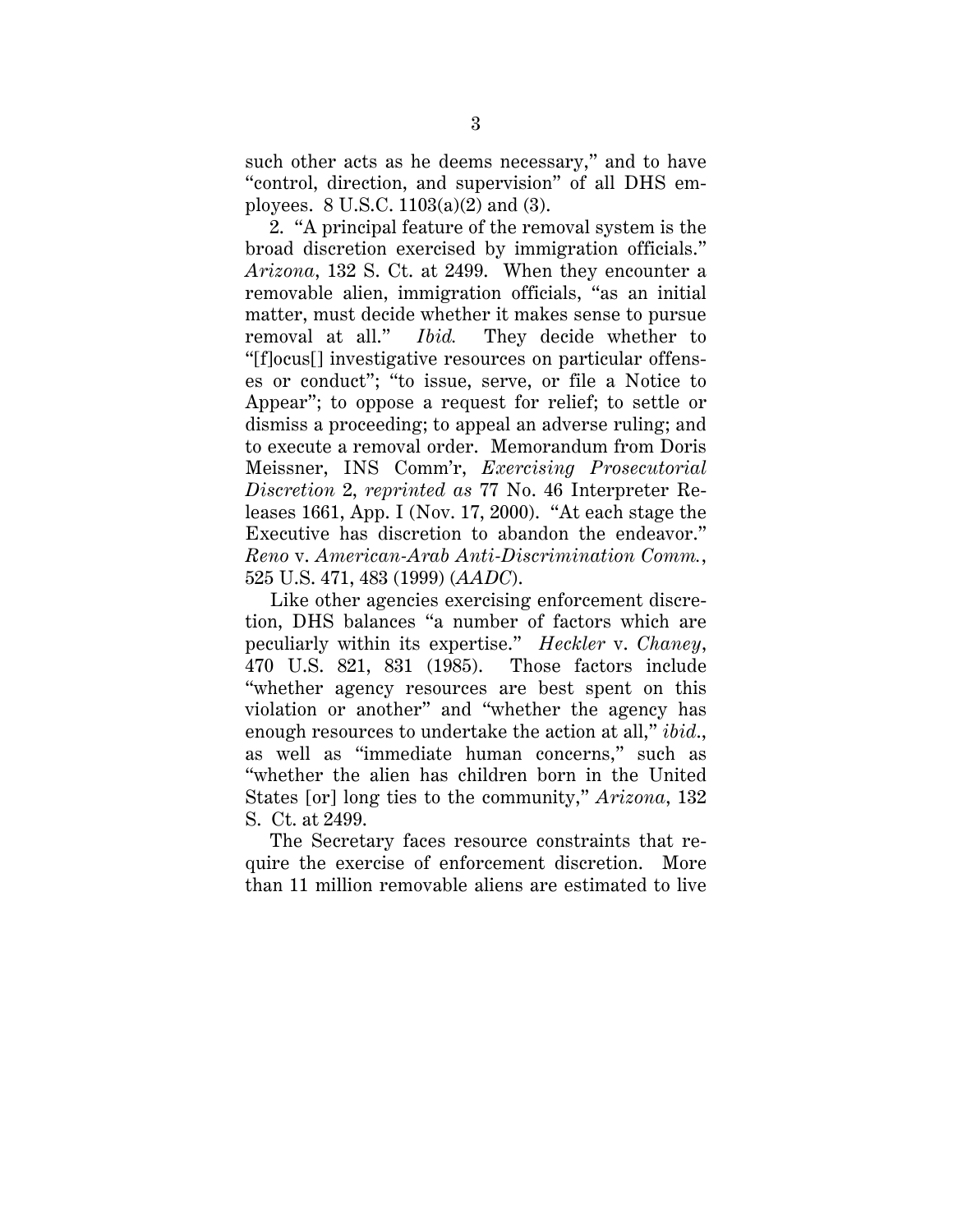such other acts as he deems necessary," and to have "control, direction, and supervision" of all DHS employees. 8 U.S.C. 1103(a)(2) and (3).

2. "A principal feature of the removal system is the broad discretion exercised by immigration officials." *Arizona*, 132 S. Ct. at 2499. When they encounter a removable alien, immigration officials, "as an initial matter, must decide whether it makes sense to pursue removal at all." *Ibid.* They decide whether to "[f]ocus[] investigative resources on particular offenses or conduct"; "to issue, serve, or file a Notice to Appear"; to oppose a request for relief; to settle or dismiss a proceeding; to appeal an adverse ruling; and to execute a removal order. Memorandum from Doris Meissner, INS Comm'r, *Exercising Prosecutorial Discretion* 2, *reprinted as* 77 No. 46 Interpreter Releases 1661, App. I (Nov. 17, 2000). "At each stage the Executive has discretion to abandon the endeavor." *Reno* v. *American-Arab Anti-Discrimination Comm.*, 525 U.S. 471, 483 (1999) (*AADC*).

Like other agencies exercising enforcement discretion, DHS balances "a number of factors which are peculiarly within its expertise." *Heckler* v. *Chaney*, 470 U.S. 821, 831 (1985). Those factors include "whether agency resources are best spent on this violation or another" and "whether the agency has enough resources to undertake the action at all," *ibid.*, as well as "immediate human concerns," such as "whether the alien has children born in the United States [or] long ties to the community," *Arizona*, 132 S. Ct. at 2499.

The Secretary faces resource constraints that require the exercise of enforcement discretion. More than 11 million removable aliens are estimated to live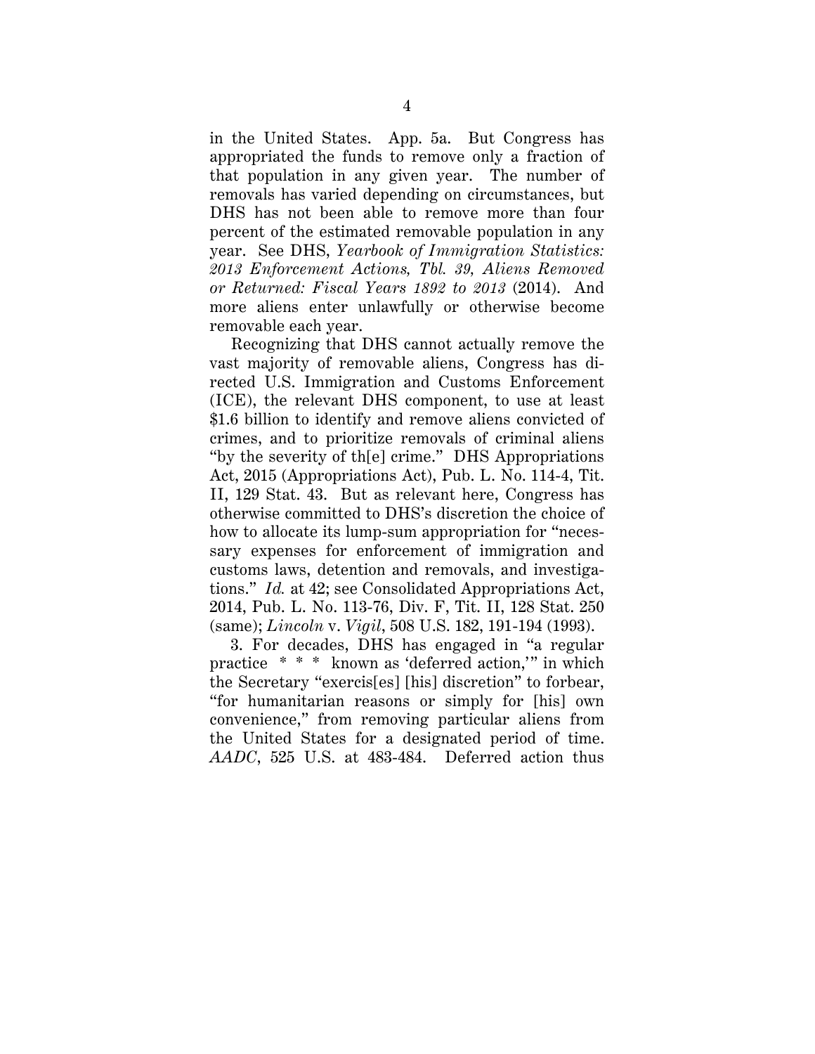in the United States. App. 5a. But Congress has appropriated the funds to remove only a fraction of that population in any given year. The number of removals has varied depending on circumstances, but DHS has not been able to remove more than four percent of the estimated removable population in any year. See DHS, *Yearbook of Immigration Statistics: 2013 Enforcement Actions, Tbl. 39, Aliens Removed or Returned: Fiscal Years 1892 to 2013* (2014). And more aliens enter unlawfully or otherwise become removable each year.

Recognizing that DHS cannot actually remove the vast majority of removable aliens, Congress has directed U.S. Immigration and Customs Enforcement (ICE), the relevant DHS component, to use at least \$1.6 billion to identify and remove aliens convicted of crimes, and to prioritize removals of criminal aliens "by the severity of th[e] crime." DHS Appropriations Act, 2015 (Appropriations Act), Pub. L. No. 114-4, Tit. II, 129 Stat. 43. But as relevant here, Congress has otherwise committed to DHS's discretion the choice of how to allocate its lump-sum appropriation for "necessary expenses for enforcement of immigration and customs laws, detention and removals, and investigations." *Id.* at 42; see Consolidated Appropriations Act, 2014, Pub. L. No. 113-76, Div. F, Tit. II, 128 Stat. 250 (same); *Lincoln* v. *Vigil*, 508 U.S. 182, 191-194 (1993).

3. For decades, DHS has engaged in "a regular practice * * * known as 'deferred action,'" in which the Secretary "exercis[es] [his] discretion" to forbear, "for humanitarian reasons or simply for [his] own convenience," from removing particular aliens from the United States for a designated period of time. *AADC*, 525 U.S. at 483-484. Deferred action thus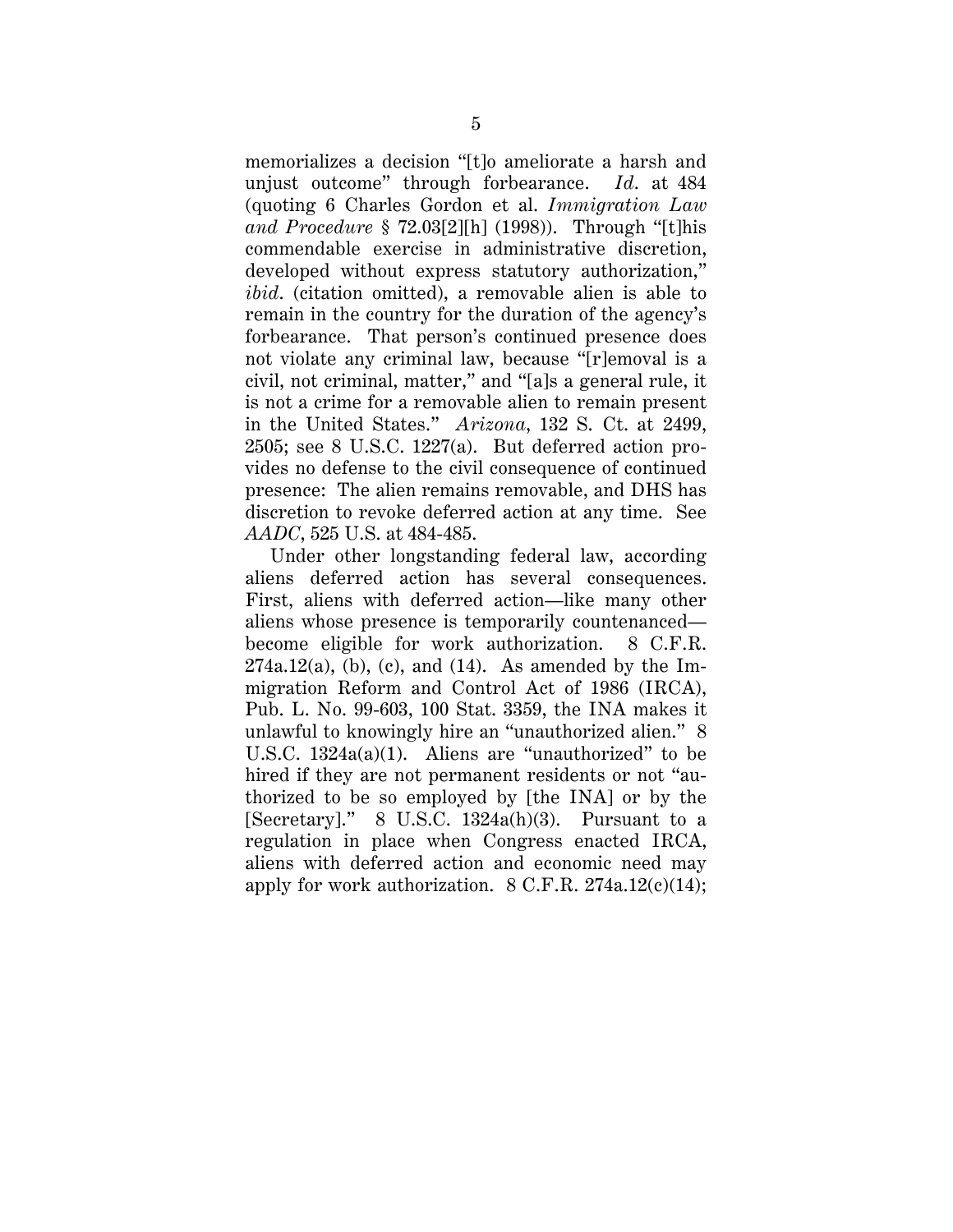memorializes a decision "[t]o ameliorate a harsh and unjust outcome" through forbearance. *Id*. at 484 (quoting 6 Charles Gordon et al. *Immigration Law and Procedure* § 72.03[2][h] (1998)). Through "[t]his commendable exercise in administrative discretion, developed without express statutory authorization," *ibid*. (citation omitted), a removable alien is able to remain in the country for the duration of the agency's forbearance. That person's continued presence does not violate any criminal law, because "[r]emoval is a civil, not criminal, matter," and "[a]s a general rule, it is not a crime for a removable alien to remain present in the United States." *Arizona*, 132 S. Ct. at 2499, 2505; see 8 U.S.C. 1227(a). But deferred action provides no defense to the civil consequence of continued presence: The alien remains removable, and DHS has discretion to revoke deferred action at any time. See *AADC*, 525 U.S. at 484-485.

Under other longstanding federal law, according aliens deferred action has several consequences. First, aliens with deferred action—like many other aliens whose presence is temporarily countenanced—become eligible for work authorization. 8 C.F.R. 274a.12(a), (b), (c), and (14). As amended by the Immigration Reform and Control Act of 1986 (IRCA), Pub. L. No. 99-603, 100 Stat. 3359, the INA makes it unlawful to knowingly hire an "unauthorized alien." 8 U.S.C. 1324a(a)(1). Aliens are "unauthorized" to be hired if they are not permanent residents or not "authorized to be so employed by [the INA] or by the [Secretary]." 8 U.S.C. 1324a(h)(3). Pursuant to a regulation in place when Congress enacted IRCA, aliens with deferred action and economic need may apply for work authorization. 8 C.F.R. 274a.12(c)(14);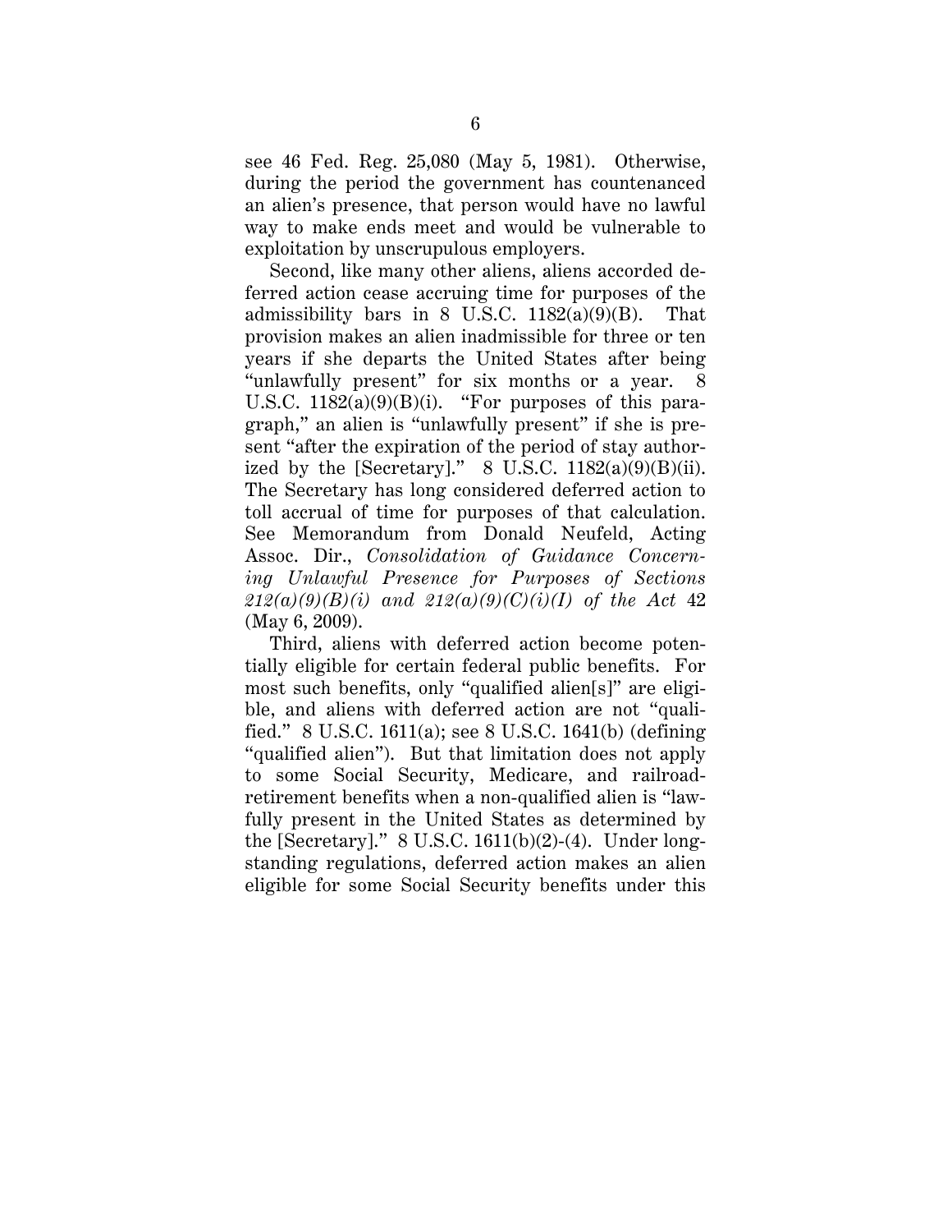see 46 Fed. Reg. 25,080 (May 5, 1981). Otherwise, during the period the government has countenanced an alien's presence, that person would have no lawful way to make ends meet and would be vulnerable to exploitation by unscrupulous employers.

Second, like many other aliens, aliens accorded deferred action cease accruing time for purposes of the admissibility bars in 8 U.S.C. 1182(a)(9)(B). That provision makes an alien inadmissible for three or ten years if she departs the United States after being "unlawfully present" for six months or a year. 8 U.S.C. 1182(a)(9)(B)(i). "For purposes of this paragraph," an alien is "unlawfully present" if she is present "after the expiration of the period of stay authorized by the [Secretary]." 8 U.S.C. 1182(a)(9)(B)(ii). The Secretary has long considered deferred action to toll accrual of time for purposes of that calculation. See Memorandum from Donald Neufeld, Acting Assoc. Dir., *Consolidation of Guidance Concerning Unlawful Presence for Purposes of Sections 212(a)(9)(B)(i) and 212(a)(9)(C)(i)(I) of the Act* 42 (May 6, 2009).

Third, aliens with deferred action become potentially eligible for certain federal public benefits. For most such benefits, only "qualified alien[s]" are eligible, and aliens with deferred action are not "qualified." 8 U.S.C. 1611(a); see 8 U.S.C. 1641(b) (defining "qualified alien"). But that limitation does not apply to some Social Security, Medicare, and railroad-retirement benefits when a non-qualified alien is "lawfully present in the United States as determined by the [Secretary]." 8 U.S.C. 1611(b)(2)-(4). Under longstanding regulations, deferred action makes an alien eligible for some Social Security benefits under this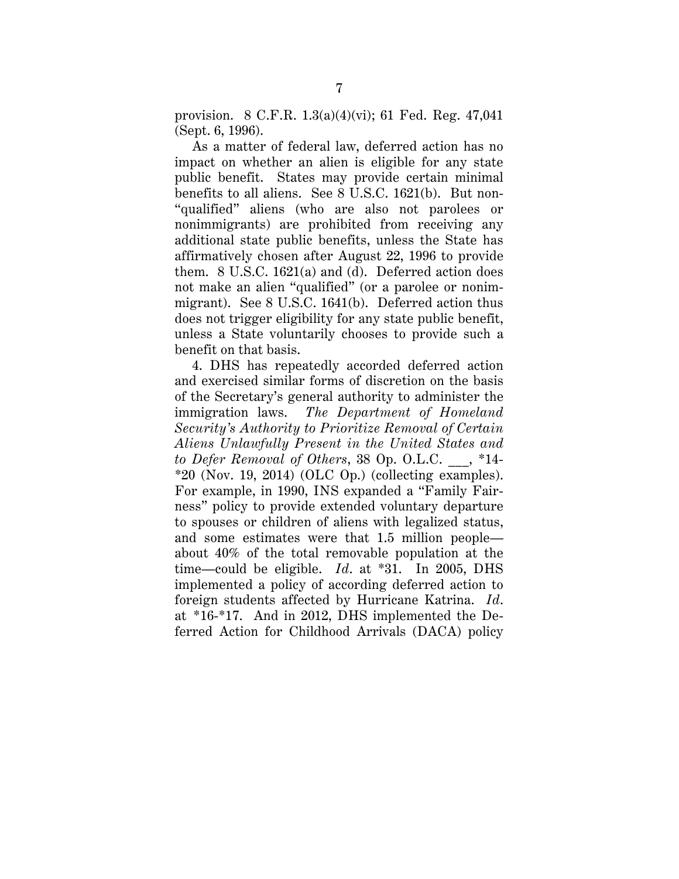provision. 8 C.F.R. 1.3(a)(4)(vi); 61 Fed. Reg. 47,041 (Sept. 6, 1996).

As a matter of federal law, deferred action has no impact on whether an alien is eligible for any state public benefit. States may provide certain minimal benefits to all aliens. See 8 U.S.C. 1621(b). But non-"qualified" aliens (who are also not parolees or nonimmigrants) are prohibited from receiving any additional state public benefits, unless the State has affirmatively chosen after August 22, 1996 to provide them. 8 U.S.C. 1621(a) and (d). Deferred action does not make an alien "qualified" (or a parolee or nonimmigrant). See 8 U.S.C. 1641(b). Deferred action thus does not trigger eligibility for any state public benefit, unless a State voluntarily chooses to provide such a benefit on that basis.

4. DHS has repeatedly accorded deferred action and exercised similar forms of discretion on the basis of the Secretary's general authority to administer the immigration laws. *The Department of Homeland Security's Authority to Prioritize Removal of Certain Aliens Unlawfully Present in the United States and to Defer Removal of Others*, 38 Op. O.L.C. ___, *14-*20 (Nov. 19, 2014) (OLC Op.) (collecting examples). For example, in 1990, INS expanded a "Family Fairness" policy to provide extended voluntary departure to spouses or children of aliens with legalized status, and some estimates were that 1.5 million people—about 40% of the total removable population at the time—could be eligible. *Id.* at *31. In 2005, DHS implemented a policy of according deferred action to foreign students affected by Hurricane Katrina. *Id.* at *16-*17. And in 2012, DHS implemented the Deferred Action for Childhood Arrivals (DACA) policy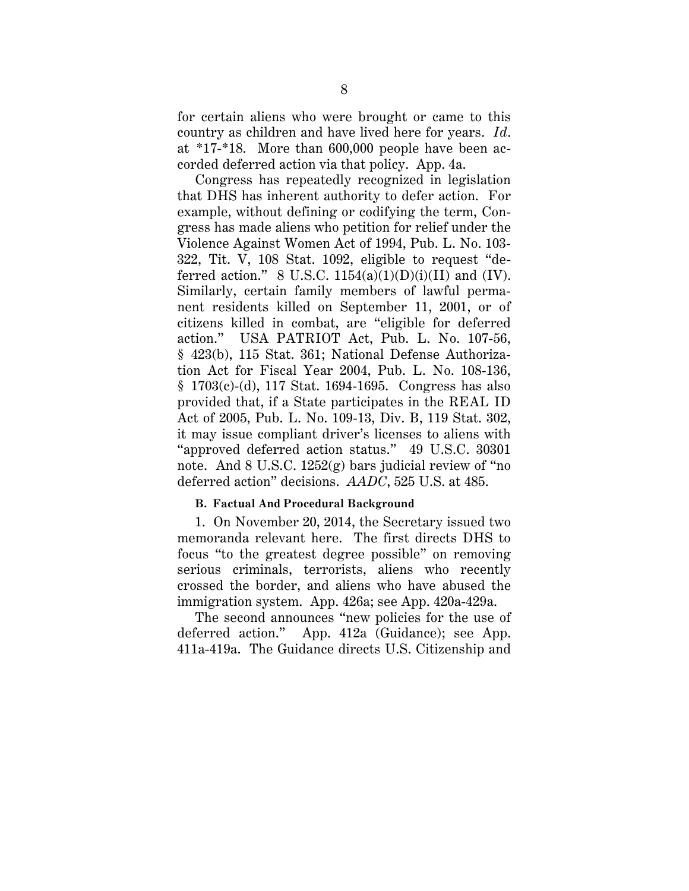for certain aliens who were brought or came to this country as children and have lived here for years. *Id.* at *17-*18. More than 600,000 people have been accorded deferred action via that policy. App. 4a.

Congress has repeatedly recognized in legislation that DHS has inherent authority to defer action. For example, without defining or codifying the term, Congress has made aliens who petition for relief under the Violence Against Women Act of 1994, Pub. L. No. 103-322, Tit. V, 108 Stat. 1092, eligible to request "deferred action." 8 U.S.C. 1154(a)(1)(D)(i)(II) and (IV). Similarly, certain family members of lawful permanent residents killed on September 11, 2001, or of citizens killed in combat, are "eligible for deferred action." USA PATRIOT Act, Pub. L. No. 107-56, § 423(b), 115 Stat. 361; National Defense Authorization Act for Fiscal Year 2004, Pub. L. No. 108-136, § 1703(c)-(d), 117 Stat. 1694-1695. Congress has also provided that, if a State participates in the REAL ID Act of 2005, Pub. L. No. 109-13, Div. B, 119 Stat. 302, it may issue compliant driver's licenses to aliens with "approved deferred action status." 49 U.S.C. 30301 note. And 8 U.S.C. 1252(g) bars judicial review of "no deferred action" decisions. *AADC*, 525 U.S. at 485.

### B. Factual And Procedural Background

1. On November 20, 2014, the Secretary issued two memoranda relevant here. The first directs DHS to focus "to the greatest degree possible" on removing serious criminals, terrorists, aliens who recently crossed the border, and aliens who have abused the immigration system. App. 426a; see App. 420a-429a.

The second announces "new policies for the use of deferred action." App. 412a (Guidance); see App. 411a-419a. The Guidance directs U.S. Citizenship and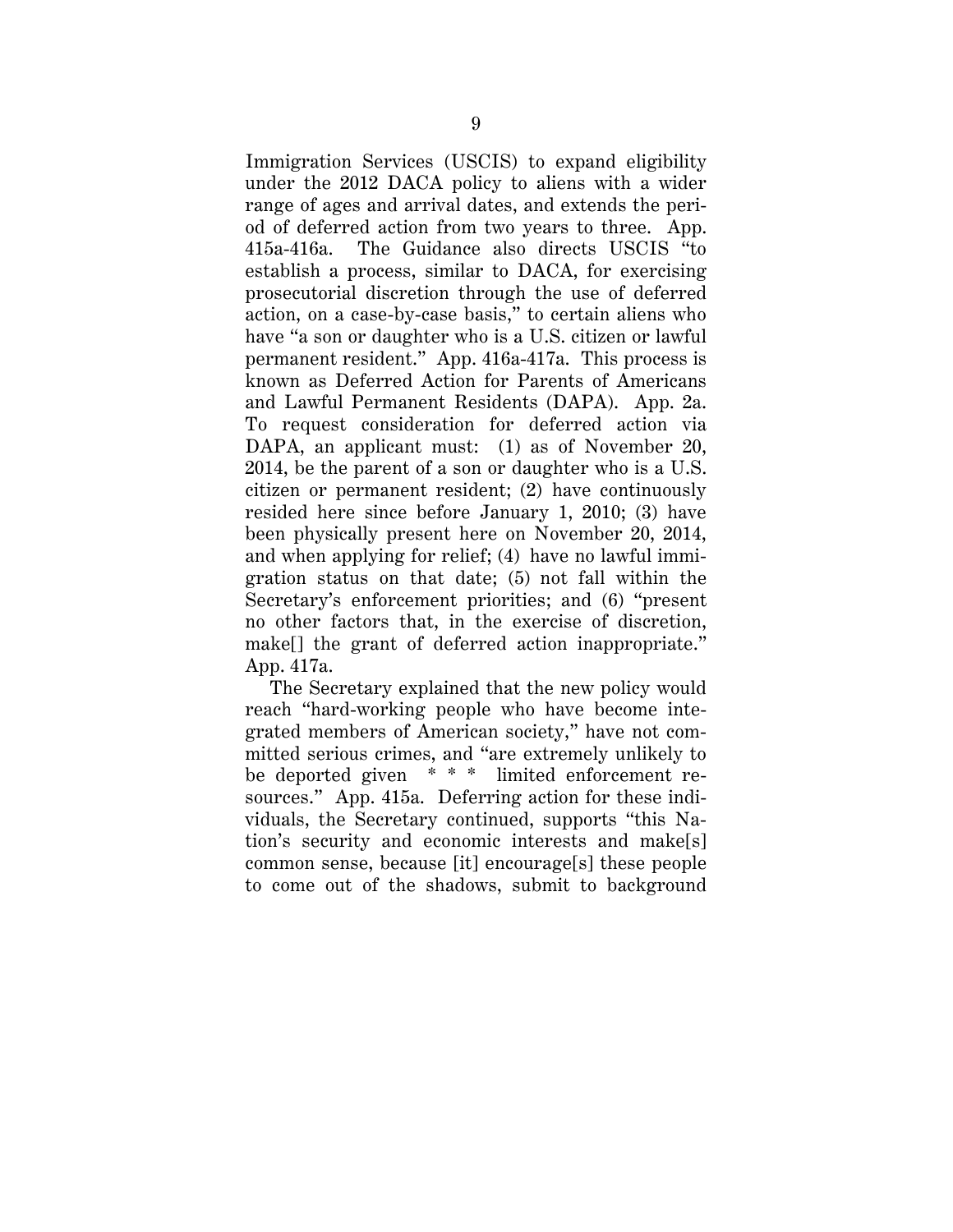Immigration Services (USCIS) to expand eligibility under the 2012 DACA policy to aliens with a wider range of ages and arrival dates, and extends the period of deferred action from two years to three. App. 415a-416a. The Guidance also directs USCIS "to establish a process, similar to DACA, for exercising prosecutorial discretion through the use of deferred action, on a case-by-case basis," to certain aliens who have "a son or daughter who is a U.S. citizen or lawful permanent resident." App. 416a-417a. This process is known as Deferred Action for Parents of Americans and Lawful Permanent Residents (DAPA). App. 2a. To request consideration for deferred action via DAPA, an applicant must: (1) as of November 20, 2014, be the parent of a son or daughter who is a U.S. citizen or permanent resident; (2) have continuously resided here since before January 1, 2010; (3) have been physically present here on November 20, 2014, and when applying for relief; (4) have no lawful immigration status on that date; (5) not fall within the Secretary's enforcement priorities; and (6) "present no other factors that, in the exercise of discretion, make[] the grant of deferred action inappropriate." App. 417a.

The Secretary explained that the new policy would reach "hard-working people who have become integrated members of American society," have not committed serious crimes, and "are extremely unlikely to be deported given * * * limited enforcement resources." App. 415a. Deferring action for these individuals, the Secretary continued, supports "this Nation's security and economic interests and make[s] common sense, because [it] encourage[s] these people to come out of the shadows, submit to background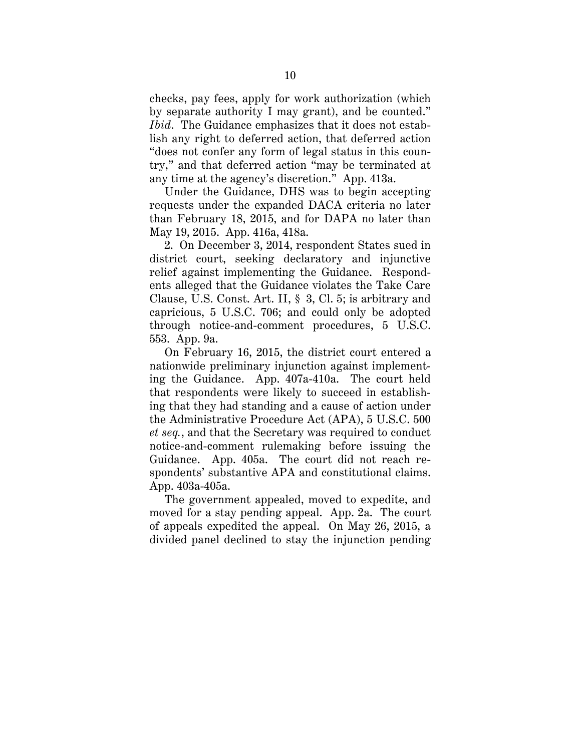checks, pay fees, apply for work authorization (which by separate authority I may grant), and be counted." *Ibid.* The Guidance emphasizes that it does not establish any right to deferred action, that deferred action "does not confer any form of legal status in this country," and that deferred action "may be terminated at any time at the agency's discretion." App. 413a.

Under the Guidance, DHS was to begin accepting requests under the expanded DACA criteria no later than February 18, 2015, and for DAPA no later than May 19, 2015. App. 416a, 418a.

2. On December 3, 2014, respondent States sued in district court, seeking declaratory and injunctive relief against implementing the Guidance. Respondents alleged that the Guidance violates the Take Care Clause, U.S. Const. Art. II, § 3, Cl. 5; is arbitrary and capricious, 5 U.S.C. 706; and could only be adopted through notice-and-comment procedures, 5 U.S.C. 553. App. 9a.

On February 16, 2015, the district court entered a nationwide preliminary injunction against implementing the Guidance. App. 407a-410a. The court held that respondents were likely to succeed in establishing that they had standing and a cause of action under the Administrative Procedure Act (APA), 5 U.S.C. 500 *et seq.*, and that the Secretary was required to conduct notice-and-comment rulemaking before issuing the Guidance. App. 405a. The court did not reach respondents' substantive APA and constitutional claims. App. 403a-405a.

The government appealed, moved to expedite, and moved for a stay pending appeal. App. 2a. The court of appeals expedited the appeal. On May 26, 2015, a divided panel declined to stay the injunction pending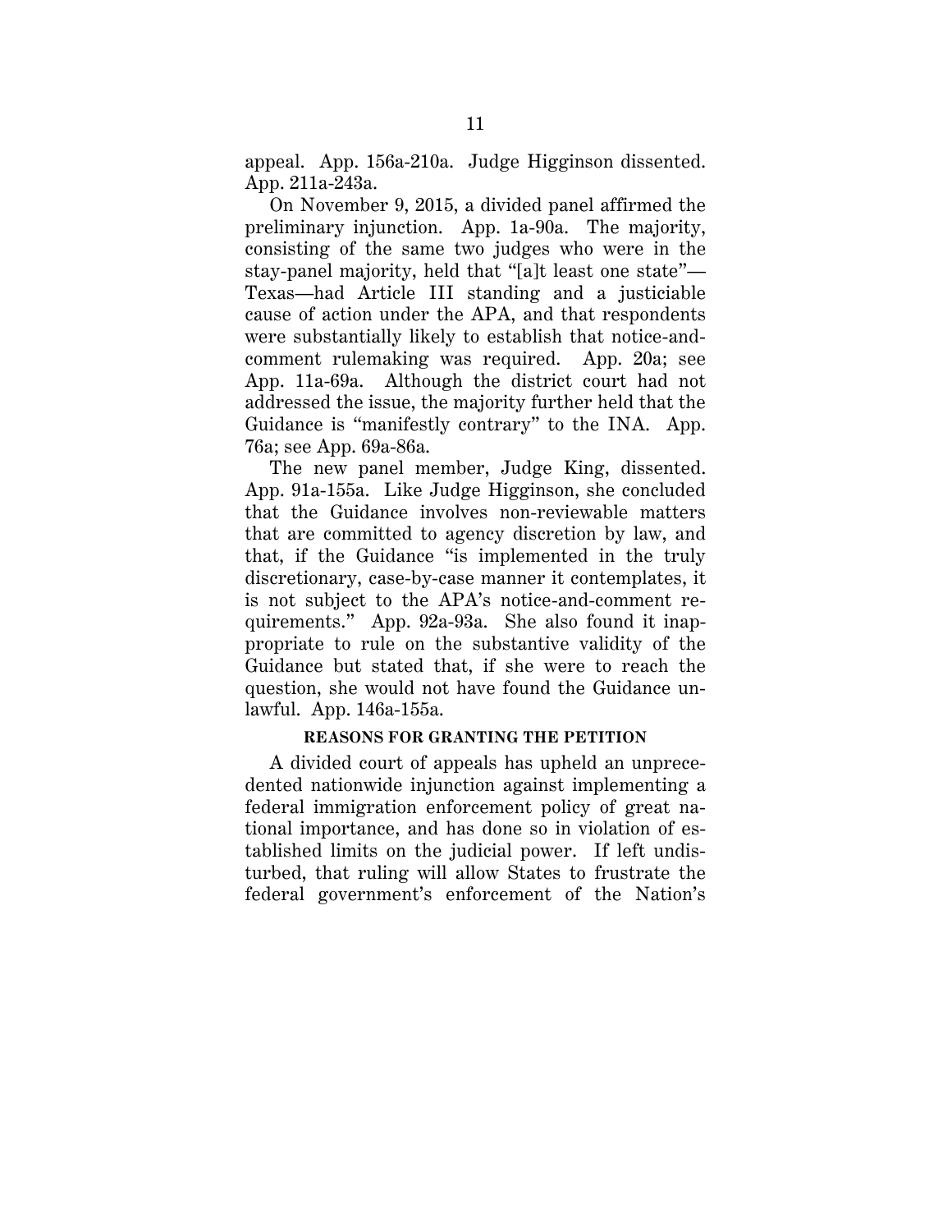appeal. App. 156a-210a. Judge Higginson dissented. App. 211a-243a.

On November 9, 2015, a divided panel affirmed the preliminary injunction. App. 1a-90a. The majority, consisting of the same two judges who were in the stay-panel majority, held that "[a]t least one state"—Texas—had Article III standing and a justiciable cause of action under the APA, and that respondents were substantially likely to establish that notice-and-comment rulemaking was required. App. 20a; see App. 11a-69a. Although the district court had not addressed the issue, the majority further held that the Guidance is "manifestly contrary" to the INA. App. 76a; see App. 69a-86a.

The new panel member, Judge King, dissented. App. 91a-155a. Like Judge Higginson, she concluded that the Guidance involves non-reviewable matters that are committed to agency discretion by law, and that, if the Guidance "is implemented in the truly discretionary, case-by-case manner it contemplates, it is not subject to the APA's notice-and-comment requirements." App. 92a-93a. She also found it inappropriate to rule on the substantive validity of the Guidance but stated that, if she were to reach the question, she would not have found the Guidance unlawful. App. 146a-155a.

## REASONS FOR GRANTING THE PETITION

A divided court of appeals has upheld an unprecedented nationwide injunction against implementing a federal immigration enforcement policy of great national importance, and has done so in violation of established limits on the judicial power. If left undisturbed, that ruling will allow States to frustrate the federal government's enforcement of the Nation's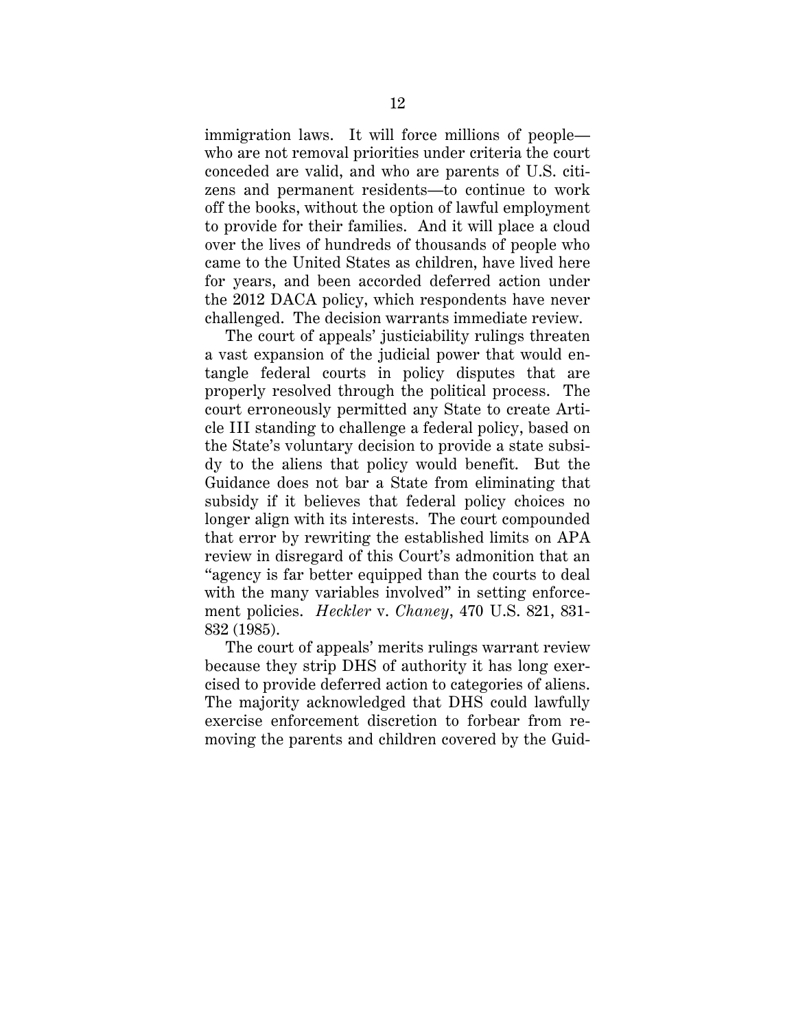immigration laws. It will force millions of people—who are not removal priorities under criteria the court conceded are valid, and who are parents of U.S. citizens and permanent residents—to continue to work off the books, without the option of lawful employment to provide for their families. And it will place a cloud over the lives of hundreds of thousands of people who came to the United States as children, have lived here for years, and been accorded deferred action under the 2012 DACA policy, which respondents have never challenged. The decision warrants immediate review.

The court of appeals' justiciability rulings threaten a vast expansion of the judicial power that would entangle federal courts in policy disputes that are properly resolved through the political process. The court erroneously permitted any State to create Article III standing to challenge a federal policy, based on the State's voluntary decision to provide a state subsidy to the aliens that policy would benefit. But the Guidance does not bar a State from eliminating that subsidy if it believes that federal policy choices no longer align with its interests. The court compounded that error by rewriting the established limits on APA review in disregard of this Court's admonition that an "agency is far better equipped than the courts to deal with the many variables involved" in setting enforcement policies. *Heckler* v. *Chaney*, 470 U.S. 821, 831-832 (1985).

The court of appeals' merits rulings warrant review because they strip DHS of authority it has long exercised to provide deferred action to categories of aliens. The majority acknowledged that DHS could lawfully exercise enforcement discretion to forbear from removing the parents and children covered by the Guid-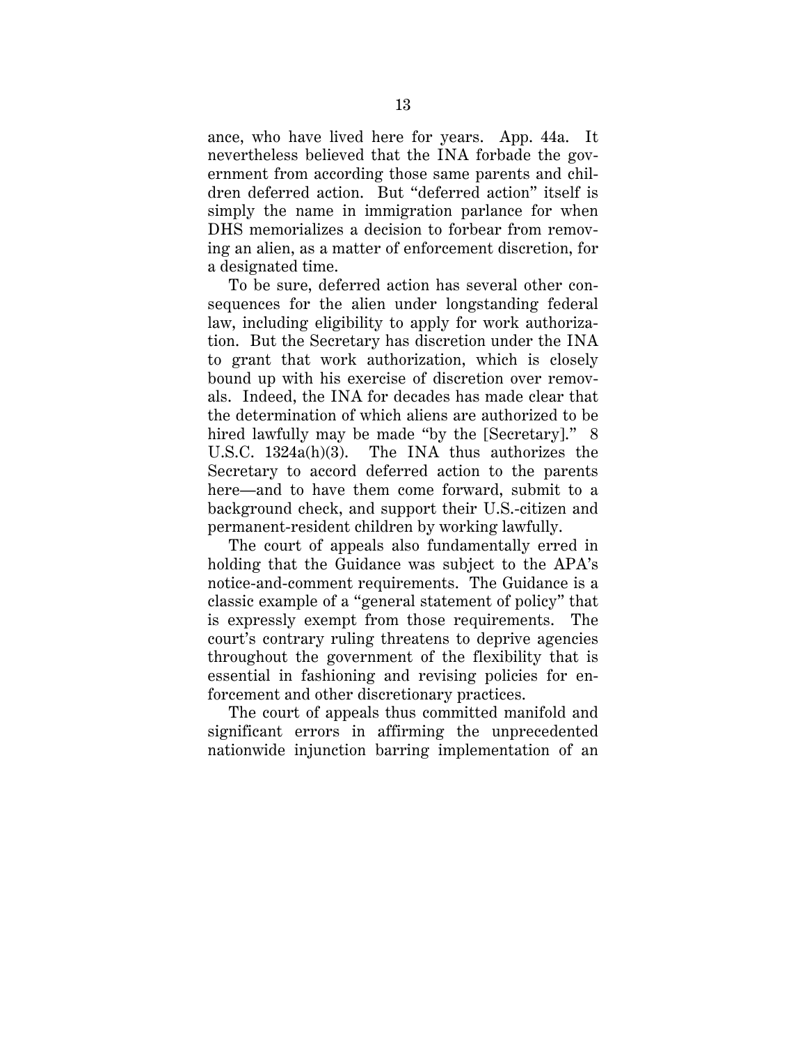ance, who have lived here for years. App. 44a. It nevertheless believed that the INA forbade the government from according those same parents and children deferred action. But "deferred action" itself is simply the name in immigration parlance for when DHS memorializes a decision to forbear from removing an alien, as a matter of enforcement discretion, for a designated time.

To be sure, deferred action has several other consequences for the alien under longstanding federal law, including eligibility to apply for work authorization. But the Secretary has discretion under the INA to grant that work authorization, which is closely bound up with his exercise of discretion over removals. Indeed, the INA for decades has made clear that the determination of which aliens are authorized to be hired lawfully may be made "by the [Secretary]." 8 U.S.C. 1324a(h)(3). The INA thus authorizes the Secretary to accord deferred action to the parents here—and to have them come forward, submit to a background check, and support their U.S.-citizen and permanent-resident children by working lawfully.

The court of appeals also fundamentally erred in holding that the Guidance was subject to the APA's notice-and-comment requirements. The Guidance is a classic example of a "general statement of policy" that is expressly exempt from those requirements. The court's contrary ruling threatens to deprive agencies throughout the government of the flexibility that is essential in fashioning and revising policies for enforcement and other discretionary practices.

The court of appeals thus committed manifold and significant errors in affirming the unprecedented nationwide injunction barring implementation of an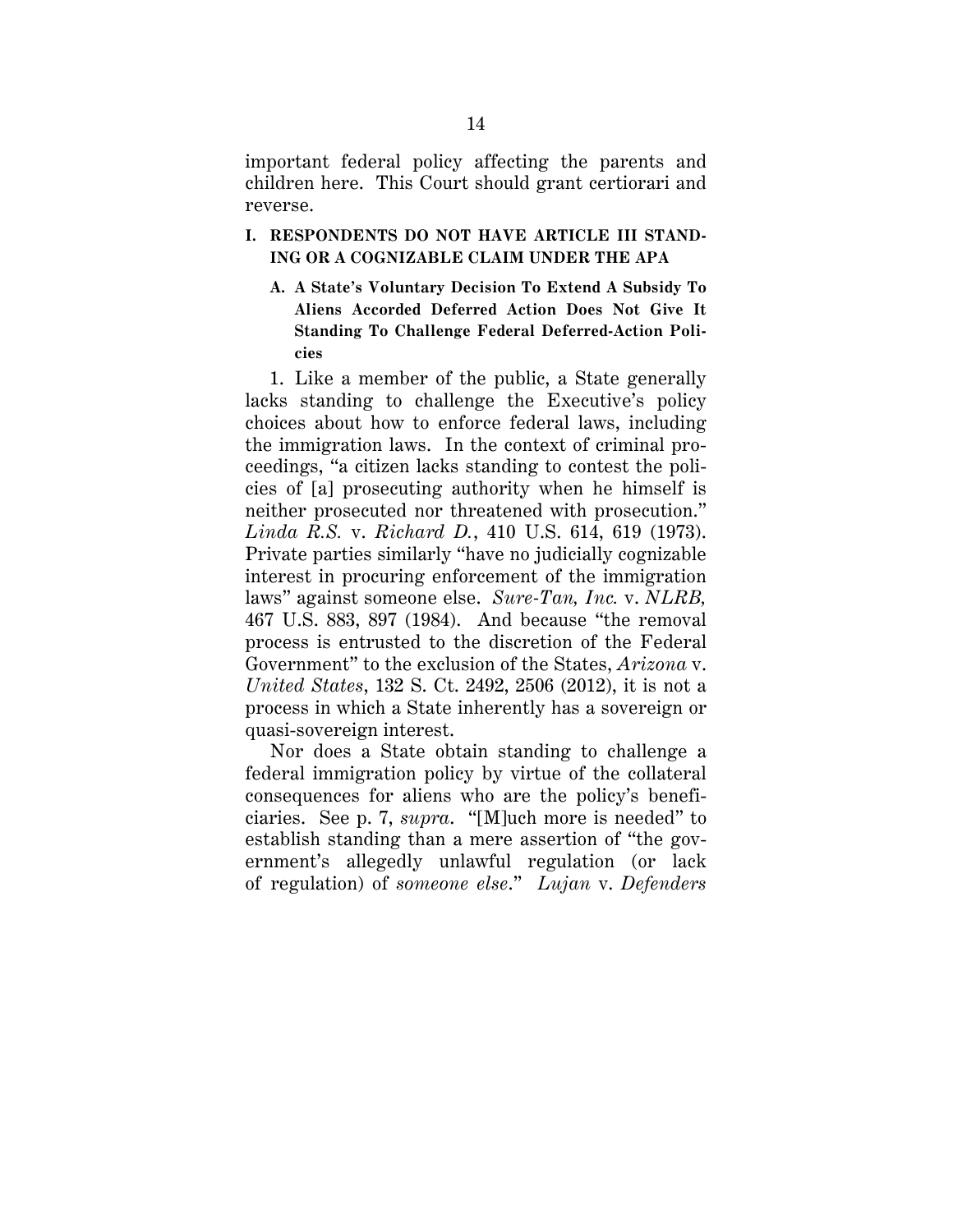important federal policy affecting the parents and children here. This Court should grant certiorari and reverse.

## I. RESPONDENTS DO NOT HAVE ARTICLE III STANDING OR A COGNIZABLE CLAIM UNDER THE APA

### A. A State's Voluntary Decision To Extend A Subsidy To Aliens Accorded Deferred Action Does Not Give It Standing To Challenge Federal Deferred-Action Policies

1. Like a member of the public, a State generally lacks standing to challenge the Executive's policy choices about how to enforce federal laws, including the immigration laws. In the context of criminal proceedings, "a citizen lacks standing to contest the policies of [a] prosecuting authority when he himself is neither prosecuted nor threatened with prosecution." *Linda R.S.* v. *Richard D.*, 410 U.S. 614, 619 (1973). Private parties similarly "have no judicially cognizable interest in procuring enforcement of the immigration laws" against someone else. *Sure-Tan, Inc.* v. *NLRB*, 467 U.S. 883, 897 (1984). And because "the removal process is entrusted to the discretion of the Federal Government" to the exclusion of the States, *Arizona* v. *United States*, 132 S. Ct. 2492, 2506 (2012), it is not a process in which a State inherently has a sovereign or quasi-sovereign interest.

Nor does a State obtain standing to challenge a federal immigration policy by virtue of the collateral consequences for aliens who are the policy's beneficiaries. See p. 7, *supra*. "[M]uch more is needed" to establish standing than a mere assertion of "the government's allegedly unlawful regulation (or lack of regulation) of *someone else*." *Lujan* v. *Defenders*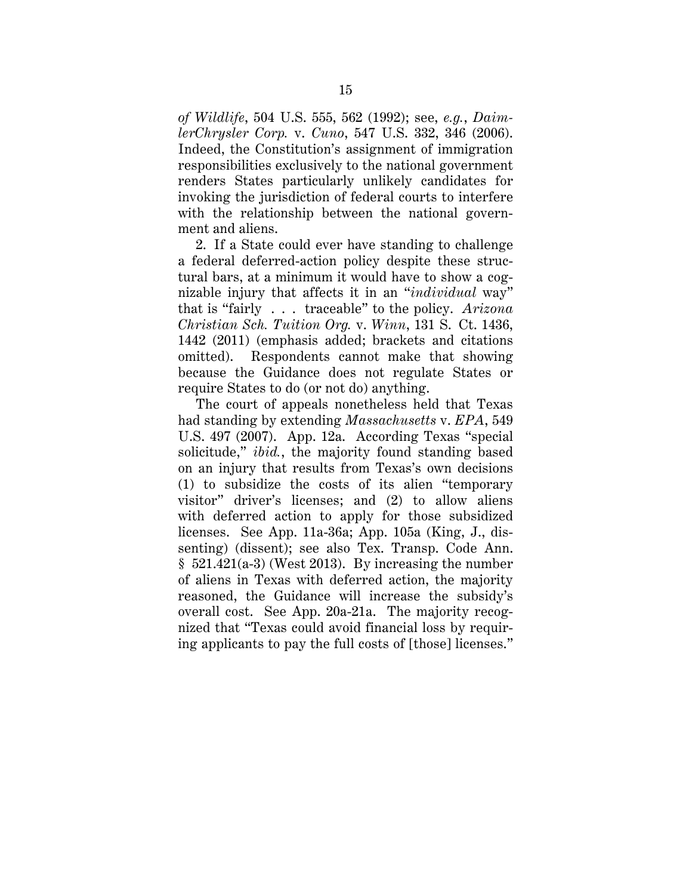*of Wildlife*, 504 U.S. 555, 562 (1992); see, *e.g.*, *DaimlerChrysler Corp.* v. *Cuno*, 547 U.S. 332, 346 (2006). Indeed, the Constitution's assignment of immigration responsibilities exclusively to the national government renders States particularly unlikely candidates for invoking the jurisdiction of federal courts to interfere with the relationship between the national government and aliens.

2. If a State could ever have standing to challenge a federal deferred-action policy despite these structural bars, at a minimum it would have to show a cognizable injury that affects it in an "*individual* way" that is "fairly . . . traceable" to the policy. *Arizona Christian Sch. Tuition Org.* v. *Winn*, 131 S. Ct. 1436, 1442 (2011) (emphasis added; brackets and citations omitted). Respondents cannot make that showing because the Guidance does not regulate States or require States to do (or not do) anything.

The court of appeals nonetheless held that Texas had standing by extending *Massachusetts* v. *EPA*, 549 U.S. 497 (2007). App. 12a. According Texas "special solicitude," *ibid.*, the majority found standing based on an injury that results from Texas's own decisions (1) to subsidize the costs of its alien "temporary visitor" driver's licenses; and (2) to allow aliens with deferred action to apply for those subsidized licenses. See App. 11a-36a; App. 105a (King, J., dissenting) (dissent); see also Tex. Transp. Code Ann. § 521.421(a-3) (West 2013). By increasing the number of aliens in Texas with deferred action, the majority reasoned, the Guidance will increase the subsidy's overall cost. See App. 20a-21a. The majority recognized that "Texas could avoid financial loss by requiring applicants to pay the full costs of [those] licenses."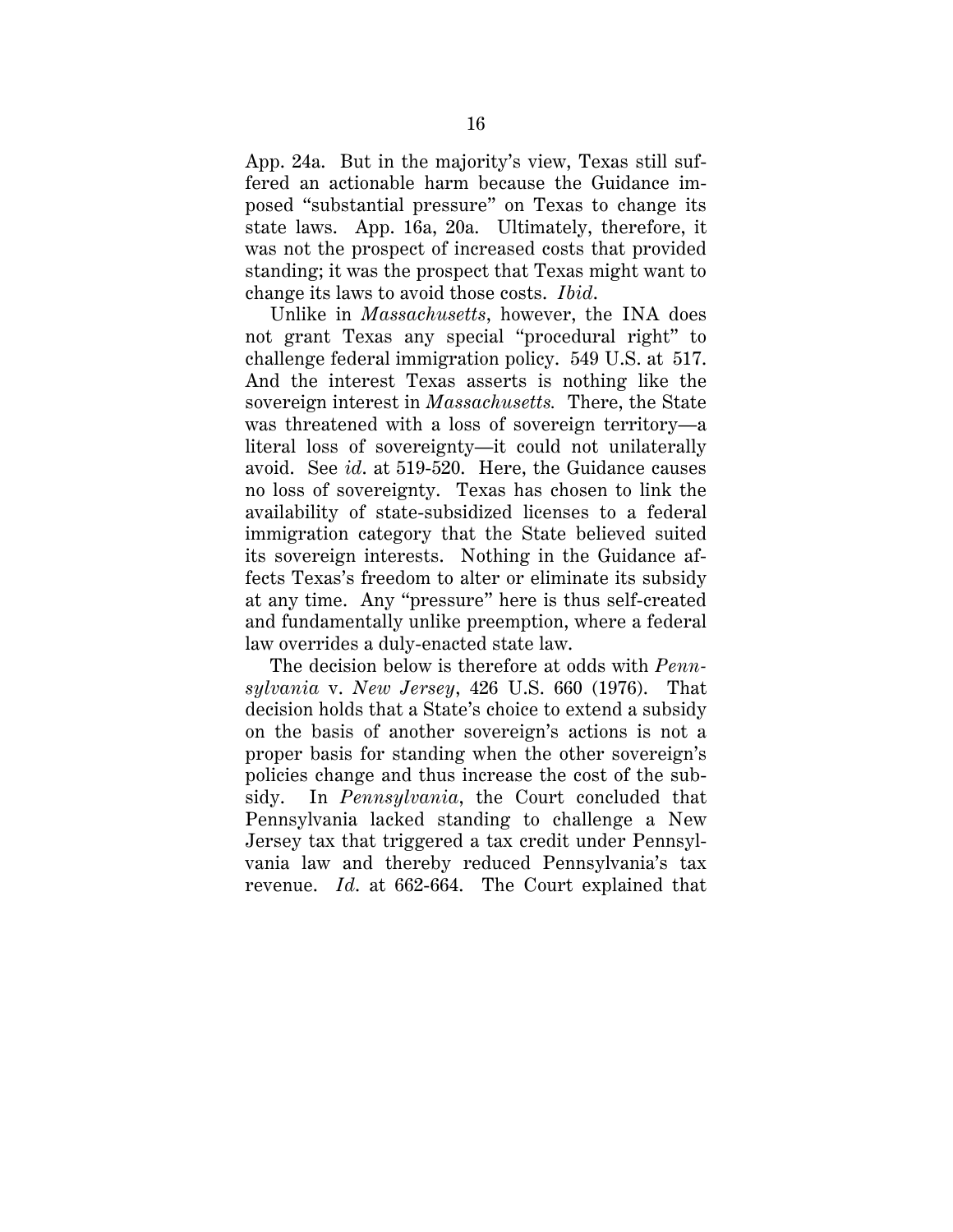App. 24a. But in the majority's view, Texas still suffered an actionable harm because the Guidance imposed "substantial pressure" on Texas to change its state laws. App. 16a, 20a. Ultimately, therefore, it was not the prospect of increased costs that provided standing; it was the prospect that Texas might want to change its laws to avoid those costs. *Ibid*.

Unlike in *Massachusetts*, however, the INA does not grant Texas any special "procedural right" to challenge federal immigration policy. 549 U.S. at 517. And the interest Texas asserts is nothing like the sovereign interest in *Massachusetts.* There, the State was threatened with a loss of sovereign territory—a literal loss of sovereignty—it could not unilaterally avoid. See *id*. at 519-520. Here, the Guidance causes no loss of sovereignty. Texas has chosen to link the availability of state-subsidized licenses to a federal immigration category that the State believed suited its sovereign interests. Nothing in the Guidance affects Texas's freedom to alter or eliminate its subsidy at any time. Any "pressure" here is thus self-created and fundamentally unlike preemption, where a federal law overrides a duly-enacted state law.

The decision below is therefore at odds with *Pennsylvania* v. *New Jersey*, 426 U.S. 660 (1976). That decision holds that a State's choice to extend a subsidy on the basis of another sovereign's actions is not a proper basis for standing when the other sovereign's policies change and thus increase the cost of the subsidy. In *Pennsylvania*, the Court concluded that Pennsylvania lacked standing to challenge a New Jersey tax that triggered a tax credit under Pennsylvania law and thereby reduced Pennsylvania's tax revenue. *Id*. at 662-664. The Court explained that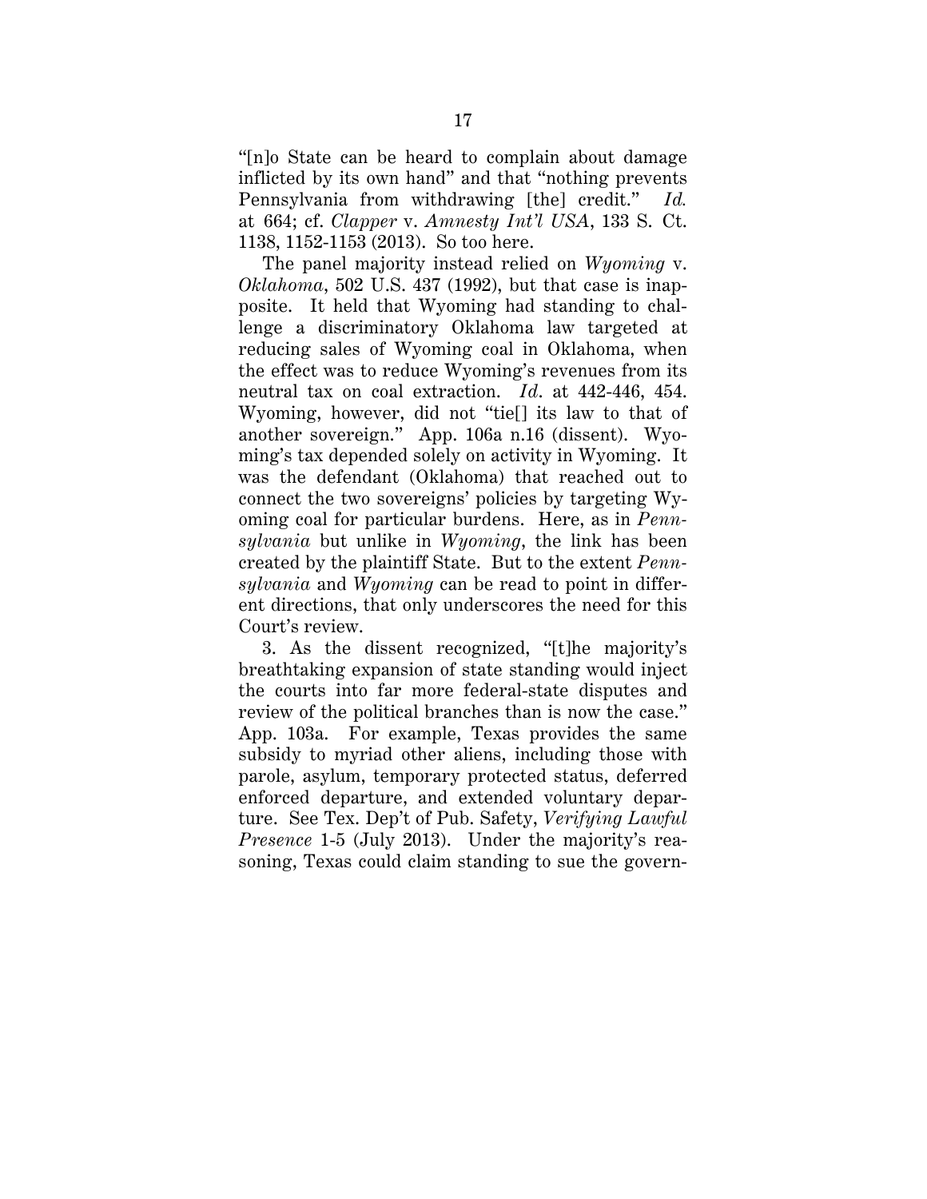"[n]o State can be heard to complain about damage inflicted by its own hand" and that "nothing prevents Pennsylvania from withdrawing [the] credit." *Id.* at 664; cf. *Clapper* v. *Amnesty Int'l USA*, 133 S. Ct. 1138, 1152-1153 (2013). So too here.

The panel majority instead relied on *Wyoming* v. *Oklahoma*, 502 U.S. 437 (1992), but that case is inapposite. It held that Wyoming had standing to challenge a discriminatory Oklahoma law targeted at reducing sales of Wyoming coal in Oklahoma, when the effect was to reduce Wyoming's revenues from its neutral tax on coal extraction. *Id*. at 442-446, 454. Wyoming, however, did not "tie[] its law to that of another sovereign." App. 106a n.16 (dissent). Wyoming's tax depended solely on activity in Wyoming. It was the defendant (Oklahoma) that reached out to connect the two sovereigns' policies by targeting Wyoming coal for particular burdens. Here, as in *Pennsylvania* but unlike in *Wyoming*, the link has been created by the plaintiff State. But to the extent *Pennsylvania* and *Wyoming* can be read to point in different directions, that only underscores the need for this Court's review.

3. As the dissent recognized, "[t]he majority's breathtaking expansion of state standing would inject the courts into far more federal-state disputes and review of the political branches than is now the case." App. 103a. For example, Texas provides the same subsidy to myriad other aliens, including those with parole, asylum, temporary protected status, deferred enforced departure, and extended voluntary departure. See Tex. Dep't of Pub. Safety, *Verifying Lawful Presence* 1-5 (July 2013). Under the majority's reasoning, Texas could claim standing to sue the govern-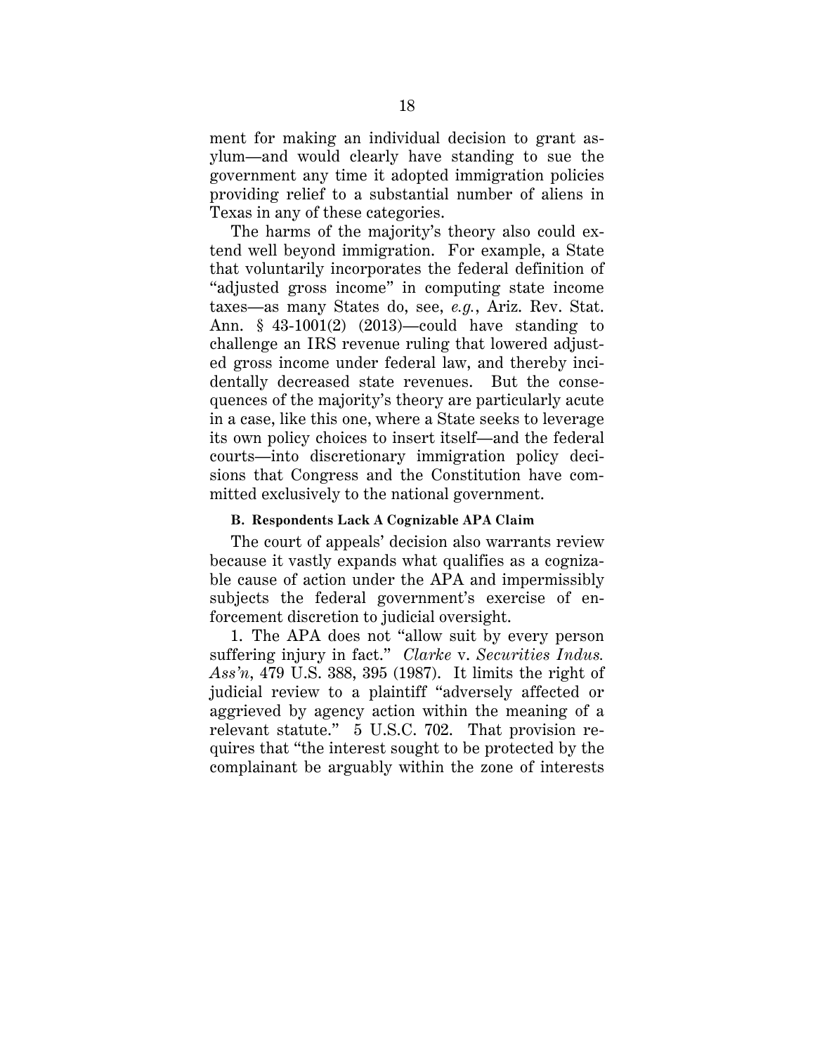ment for making an individual decision to grant asylum—and would clearly have standing to sue the government any time it adopted immigration policies providing relief to a substantial number of aliens in Texas in any of these categories.

The harms of the majority's theory also could extend well beyond immigration. For example, a State that voluntarily incorporates the federal definition of "adjusted gross income" in computing state income taxes—as many States do, see, *e.g.*, Ariz. Rev. Stat. Ann. § 43-1001(2) (2013)—could have standing to challenge an IRS revenue ruling that lowered adjusted gross income under federal law, and thereby incidentally decreased state revenues. But the consequences of the majority's theory are particularly acute in a case, like this one, where a State seeks to leverage its own policy choices to insert itself—and the federal courts—into discretionary immigration policy decisions that Congress and the Constitution have committed exclusively to the national government.

### B. Respondents Lack A Cognizable APA Claim

The court of appeals' decision also warrants review because it vastly expands what qualifies as a cognizable cause of action under the APA and impermissibly subjects the federal government's exercise of enforcement discretion to judicial oversight.

1. The APA does not "allow suit by every person suffering injury in fact." *Clarke* v. *Securities Indus. Ass'n*, 479 U.S. 388, 395 (1987). It limits the right of judicial review to a plaintiff "adversely affected or aggrieved by agency action within the meaning of a relevant statute." 5 U.S.C. 702. That provision requires that "the interest sought to be protected by the complainant be arguably within the zone of interests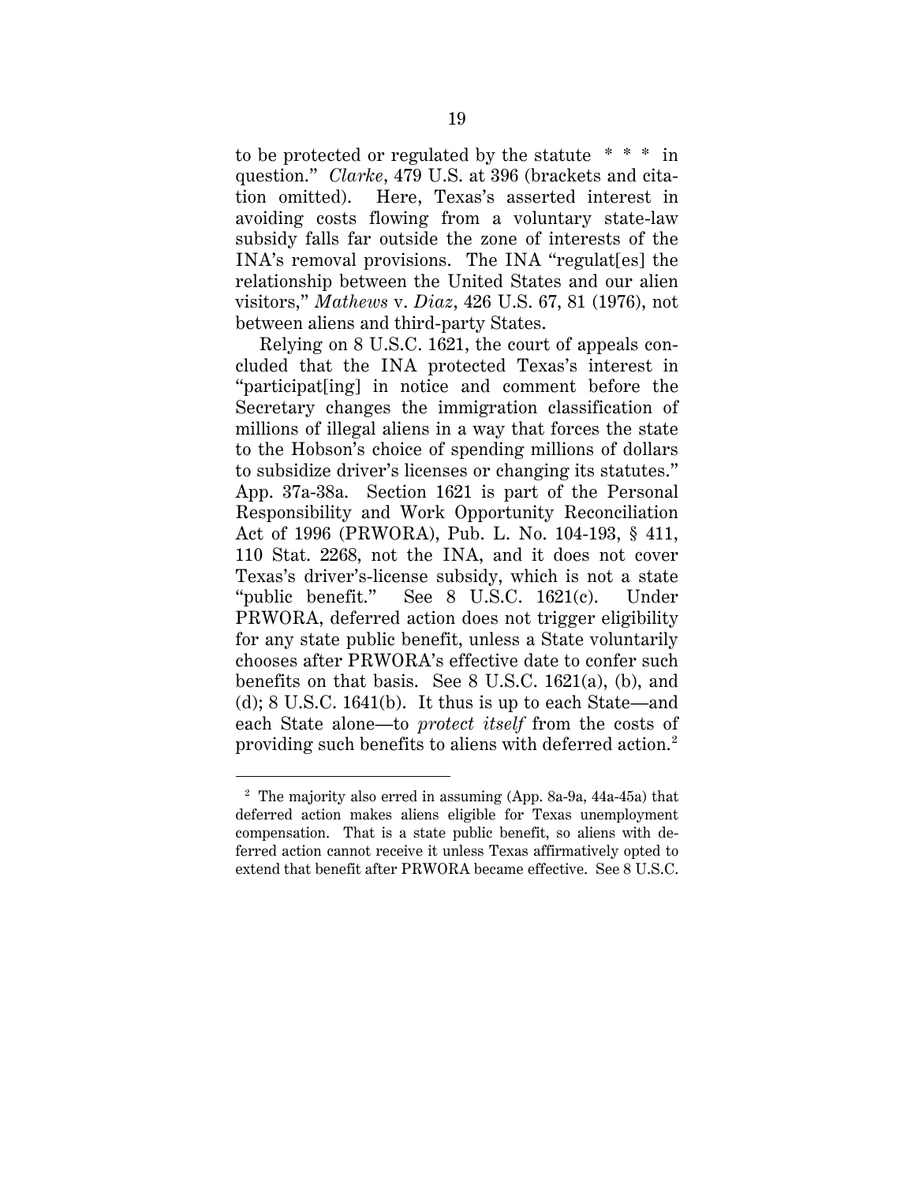to be protected or regulated by the statute * * * in question." *Clarke*, 479 U.S. at 396 (brackets and citation omitted). Here, Texas's asserted interest in avoiding costs flowing from a voluntary state-law subsidy falls far outside the zone of interests of the INA's removal provisions. The INA "regulat[es] the relationship between the United States and our alien visitors," *Mathews* v. *Diaz*, 426 U.S. 67, 81 (1976), not between aliens and third-party States.

Relying on 8 U.S.C. 1621, the court of appeals concluded that the INA protected Texas's interest in "participat[ing] in notice and comment before the Secretary changes the immigration classification of millions of illegal aliens in a way that forces the state to the Hobson's choice of spending millions of dollars to subsidize driver's licenses or changing its statutes." App. 37a-38a. Section 1621 is part of the Personal Responsibility and Work Opportunity Reconciliation Act of 1996 (PRWORA), Pub. L. No. 104-193, § 411, 110 Stat. 2268, not the INA, and it does not cover Texas's driver's-license subsidy, which is not a state "public benefit." See 8 U.S.C. 1621(c). Under PRWORA, deferred action does not trigger eligibility for any state public benefit, unless a State voluntarily chooses after PRWORA's effective date to confer such benefits on that basis. See 8 U.S.C. 1621(a), (b), and (d); 8 U.S.C. 1641(b). It thus is up to each State—and each State alone—to *protect itself* from the costs of providing such benefits to aliens with deferred action.[2]

---

[2] The majority also erred in assuming (App. 8a-9a, 44a-45a) that deferred action makes aliens eligible for Texas unemployment compensation. That is a state public benefit, so aliens with deferred action cannot receive it unless Texas affirmatively opted to extend that benefit after PRWORA became effective. See 8 U.S.C.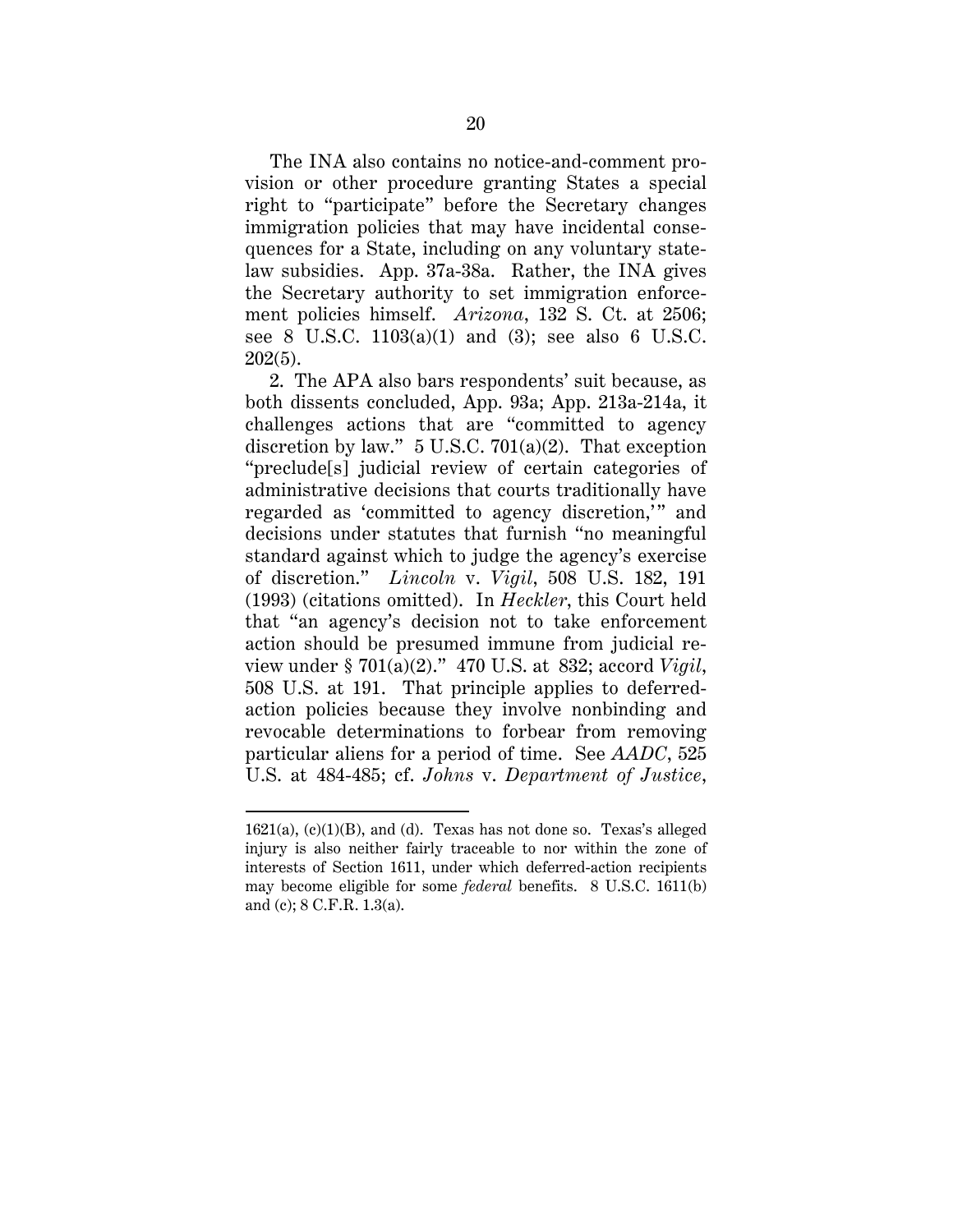The INA also contains no notice-and-comment provision or other procedure granting States a special right to "participate" before the Secretary changes immigration policies that may have incidental consequences for a State, including on any voluntary state-law subsidies. App. 37a-38a. Rather, the INA gives the Secretary authority to set immigration enforcement policies himself. *Arizona*, 132 S. Ct. at 2506; see 8 U.S.C. 1103(a)(1) and (3); see also 6 U.S.C. 202(5).

2. The APA also bars respondents' suit because, as both dissents concluded, App. 93a; App. 213a-214a, it challenges actions that are "committed to agency discretion by law." 5 U.S.C. 701(a)(2). That exception "preclude[s] judicial review of certain categories of administrative decisions that courts traditionally have regarded as 'committed to agency discretion,'" and decisions under statutes that furnish "no meaningful standard against which to judge the agency's exercise of discretion." *Lincoln* v. *Vigil*, 508 U.S. 182, 191 (1993) (citations omitted). In *Heckler*, this Court held that "an agency's decision not to take enforcement action should be presumed immune from judicial review under § 701(a)(2)." 470 U.S. at 832; accord *Vigil*, 508 U.S. at 191. That principle applies to deferred-action policies because they involve nonbinding and revocable determinations to forbear from removing particular aliens for a period of time. See *AADC*, 525 U.S. at 484-485; cf. *Johns* v. *Department of Justice*,

1621(a), (c)(1)(B), and (d). Texas has not done so. Texas's alleged injury is also neither fairly traceable to nor within the zone of interests of Section 1611, under which deferred-action recipients may become eligible for some *federal* benefits. 8 U.S.C. 1611(b) and (c); 8 C.F.R. 1.3(a).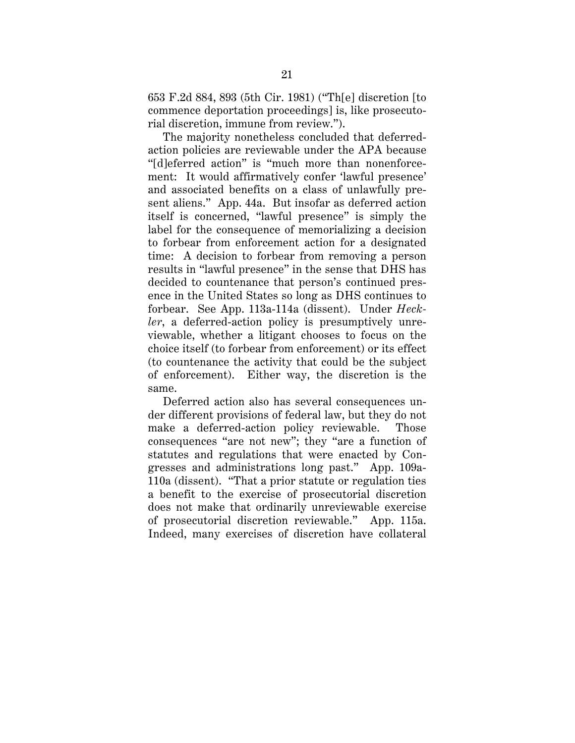653 F.2d 884, 893 (5th Cir. 1981) ("Th[e] discretion [to commence deportation proceedings] is, like prosecutorial discretion, immune from review.").

The majority nonetheless concluded that deferred-action policies are reviewable under the APA because "[d]eferred action" is "much more than nonenforcement: It would affirmatively confer 'lawful presence' and associated benefits on a class of unlawfully present aliens." App. 44a. But insofar as deferred action itself is concerned, "lawful presence" is simply the label for the consequence of memorializing a decision to forbear from enforcement action for a designated time: A decision to forbear from removing a person results in "lawful presence" in the sense that DHS has decided to countenance that person's continued presence in the United States so long as DHS continues to forbear. See App. 113a-114a (dissent). Under *Heckler*, a deferred-action policy is presumptively unreviewable, whether a litigant chooses to focus on the choice itself (to forbear from enforcement) or its effect (to countenance the activity that could be the subject of enforcement). Either way, the discretion is the same.

Deferred action also has several consequences under different provisions of federal law, but they do not make a deferred-action policy reviewable. Those consequences "are not new"; they "are a function of statutes and regulations that were enacted by Congresses and administrations long past." App. 109a-110a (dissent). "That a prior statute or regulation ties a benefit to the exercise of prosecutorial discretion does not make that ordinarily unreviewable exercise of prosecutorial discretion reviewable." App. 115a. Indeed, many exercises of discretion have collateral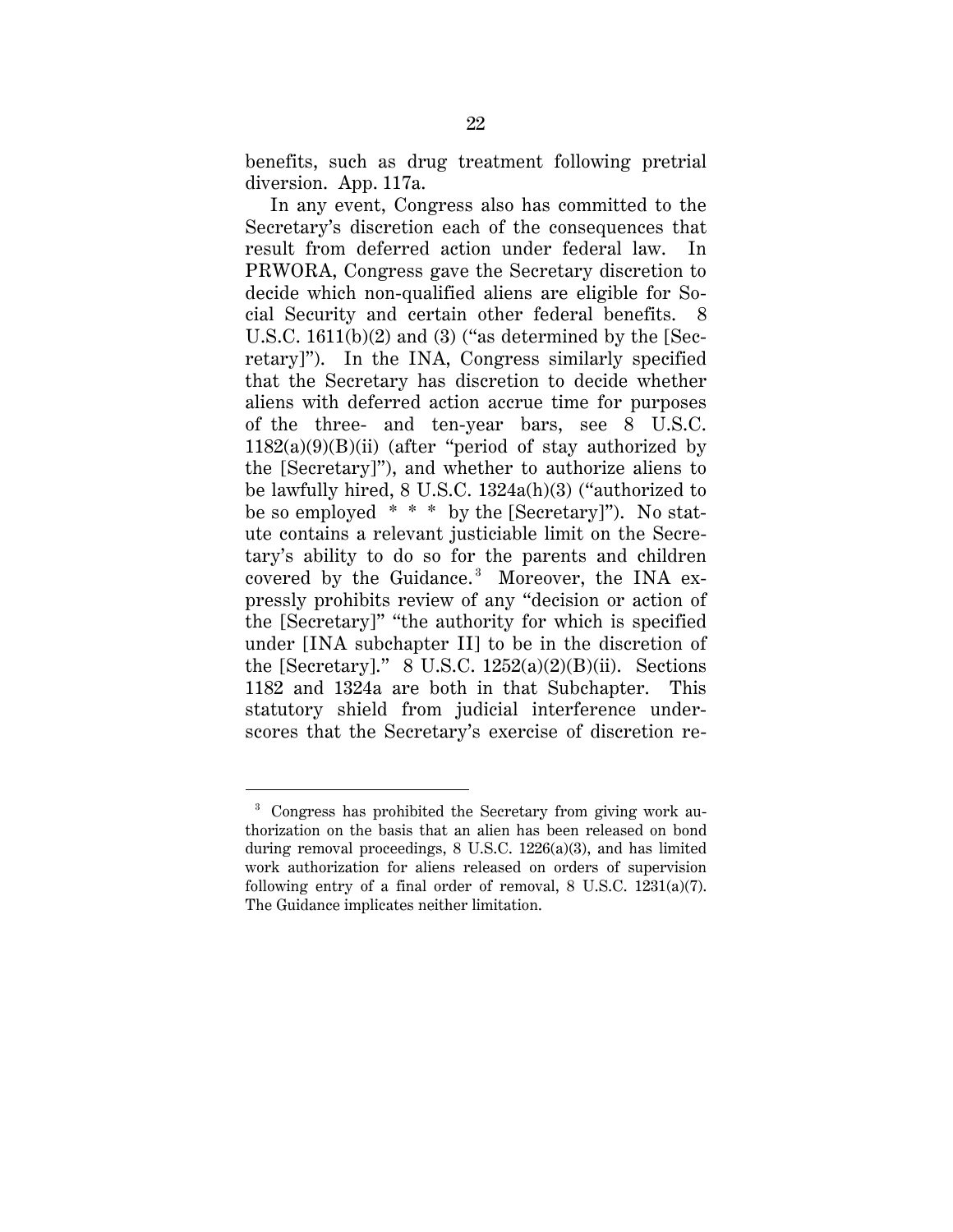benefits, such as drug treatment following pretrial diversion. App. 117a.

In any event, Congress also has committed to the Secretary's discretion each of the consequences that result from deferred action under federal law. In PRWORA, Congress gave the Secretary discretion to decide which non-qualified aliens are eligible for Social Security and certain other federal benefits. 8 U.S.C. 1611(b)(2) and (3) ("as determined by the [Secretary]"). In the INA, Congress similarly specified that the Secretary has discretion to decide whether aliens with deferred action accrue time for purposes of the three- and ten-year bars, see 8 U.S.C. 1182(a)(9)(B)(ii) (after "period of stay authorized by the [Secretary]"), and whether to authorize aliens to be lawfully hired, 8 U.S.C. 1324a(h)(3) ("authorized to be so employed * * * by the [Secretary]"). No statute contains a relevant justiciable limit on the Secretary's ability to do so for the parents and children covered by the Guidance.[3] Moreover, the INA expressly prohibits review of any "decision or action of the [Secretary]" "the authority for which is specified under [INA subchapter II] to be in the discretion of the [Secretary]." 8 U.S.C. 1252(a)(2)(B)(ii). Sections 1182 and 1324a are both in that Subchapter. This statutory shield from judicial interference underscores that the Secretary's exercise of discretion re-

[3] Congress has prohibited the Secretary from giving work authorization on the basis that an alien has been released on bond during removal proceedings, 8 U.S.C. 1226(a)(3), and has limited work authorization for aliens released on orders of supervision following entry of a final order of removal, 8 U.S.C. 1231(a)(7). The Guidance implicates neither limitation.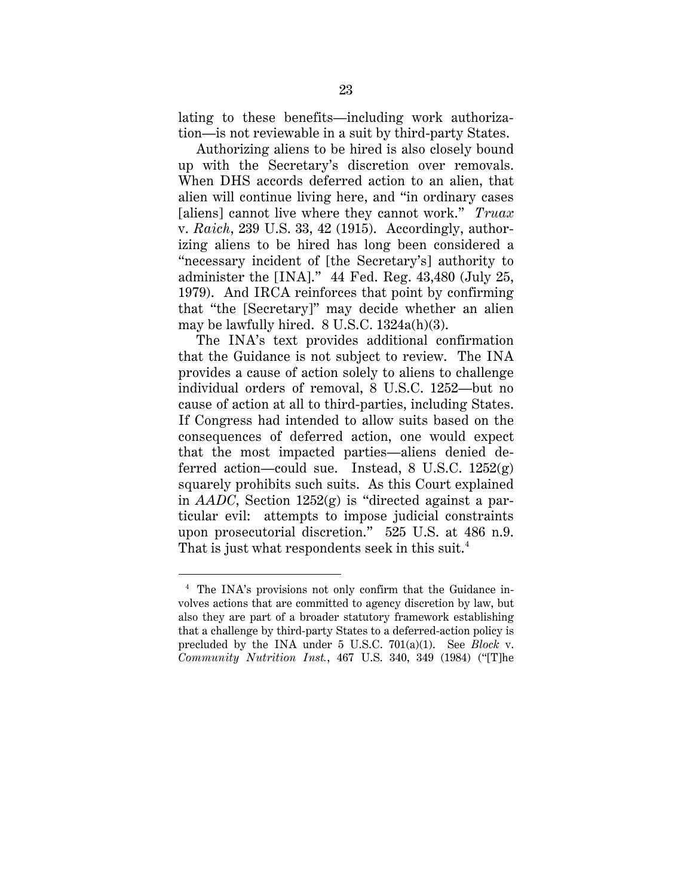lating to these benefits—including work authorization—is not reviewable in a suit by third-party States.

Authorizing aliens to be hired is also closely bound up with the Secretary's discretion over removals. When DHS accords deferred action to an alien, that alien will continue living here, and "in ordinary cases [aliens] cannot live where they cannot work." *Truax* v. *Raich*, 239 U.S. 33, 42 (1915). Accordingly, authorizing aliens to be hired has long been considered a "necessary incident of [the Secretary's] authority to administer the [INA]." 44 Fed. Reg. 43,480 (July 25, 1979). And IRCA reinforces that point by confirming that "the [Secretary]" may decide whether an alien may be lawfully hired. 8 U.S.C. 1324a(h)(3).

The INA's text provides additional confirmation that the Guidance is not subject to review. The INA provides a cause of action solely to aliens to challenge individual orders of removal, 8 U.S.C. 1252—but no cause of action at all to third-parties, including States. If Congress had intended to allow suits based on the consequences of deferred action, one would expect that the most impacted parties—aliens denied deferred action—could sue. Instead, 8 U.S.C. 1252(g) squarely prohibits such suits. As this Court explained in *AADC*, Section 1252(g) is "directed against a particular evil: attempts to impose judicial constraints upon prosecutorial discretion." 525 U.S. at 486 n.9. That is just what respondents seek in this suit.[4]

---

[4] The INA's provisions not only confirm that the Guidance involves actions that are committed to agency discretion by law, but also they are part of a broader statutory framework establishing that a challenge by third-party States to a deferred-action policy is precluded by the INA under 5 U.S.C. 701(a)(1). See *Block* v. *Community Nutrition Inst.*, 467 U.S. 340, 349 (1984) ("[T]he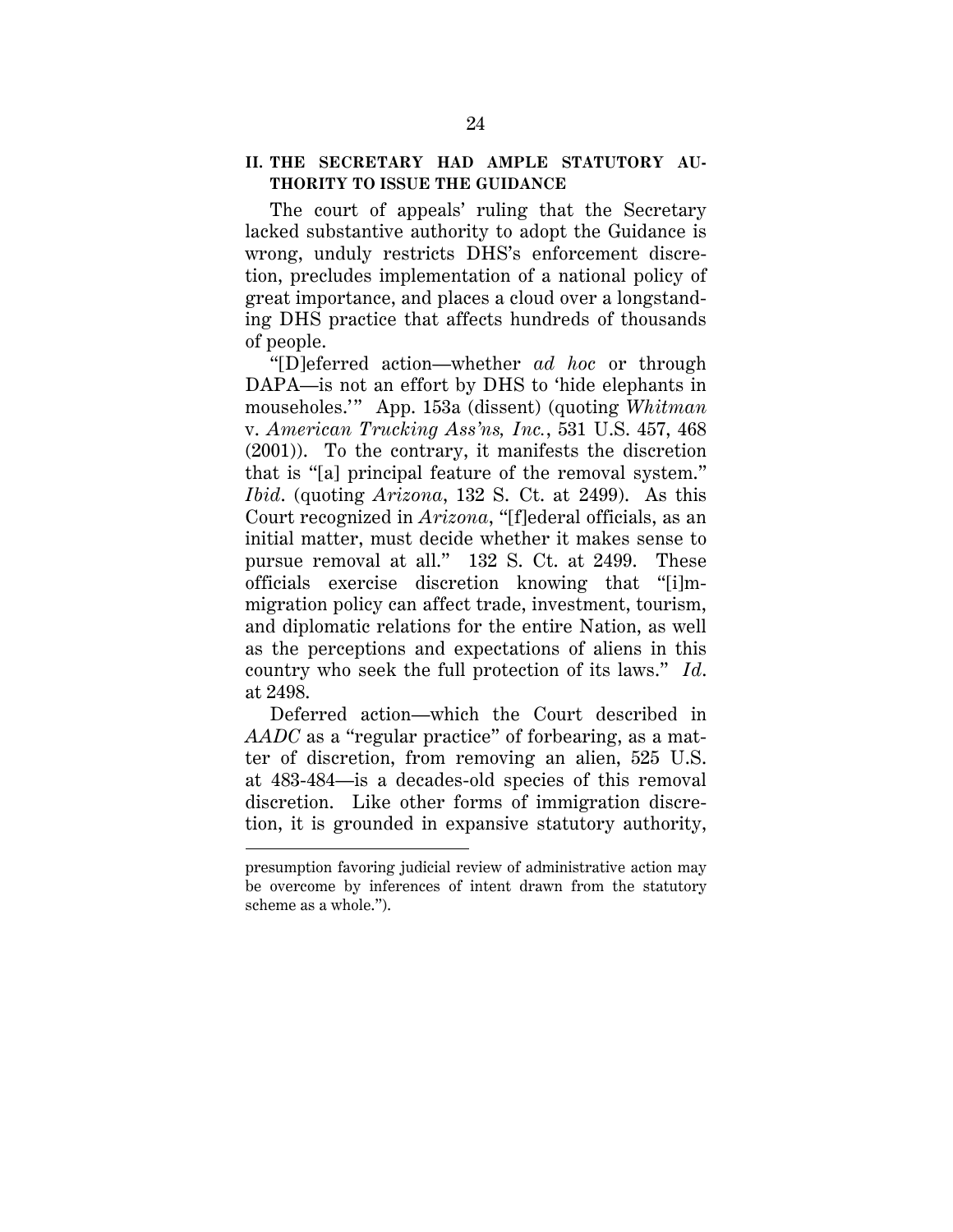## II. THE SECRETARY HAD AMPLE STATUTORY AUTHORITY TO ISSUE THE GUIDANCE

The court of appeals' ruling that the Secretary lacked substantive authority to adopt the Guidance is wrong, unduly restricts DHS's enforcement discretion, precludes implementation of a national policy of great importance, and places a cloud over a longstanding DHS practice that affects hundreds of thousands of people.

"[D]eferred action—whether *ad hoc* or through DAPA—is not an effort by DHS to 'hide elephants in mouseholes.'" App. 153a (dissent) (quoting *Whitman* v. *American Trucking Ass'ns, Inc.*, 531 U.S. 457, 468 (2001)). To the contrary, it manifests the discretion that is "[a] principal feature of the removal system." *Ibid*. (quoting *Arizona*, 132 S. Ct. at 2499). As this Court recognized in *Arizona*, "[f]ederal officials, as an initial matter, must decide whether it makes sense to pursue removal at all." 132 S. Ct. at 2499. These officials exercise discretion knowing that "[i]mmigration policy can affect trade, investment, tourism, and diplomatic relations for the entire Nation, as well as the perceptions and expectations of aliens in this country who seek the full protection of its laws." *Id*. at 2498.

Deferred action—which the Court described in *AADC* as a "regular practice" of forbearing, as a matter of discretion, from removing an alien, 525 U.S. at 483-484—is a decades-old species of this removal discretion. Like other forms of immigration discretion, it is grounded in expansive statutory authority,

presumption favoring judicial review of administrative action may be overcome by inferences of intent drawn from the statutory scheme as a whole.").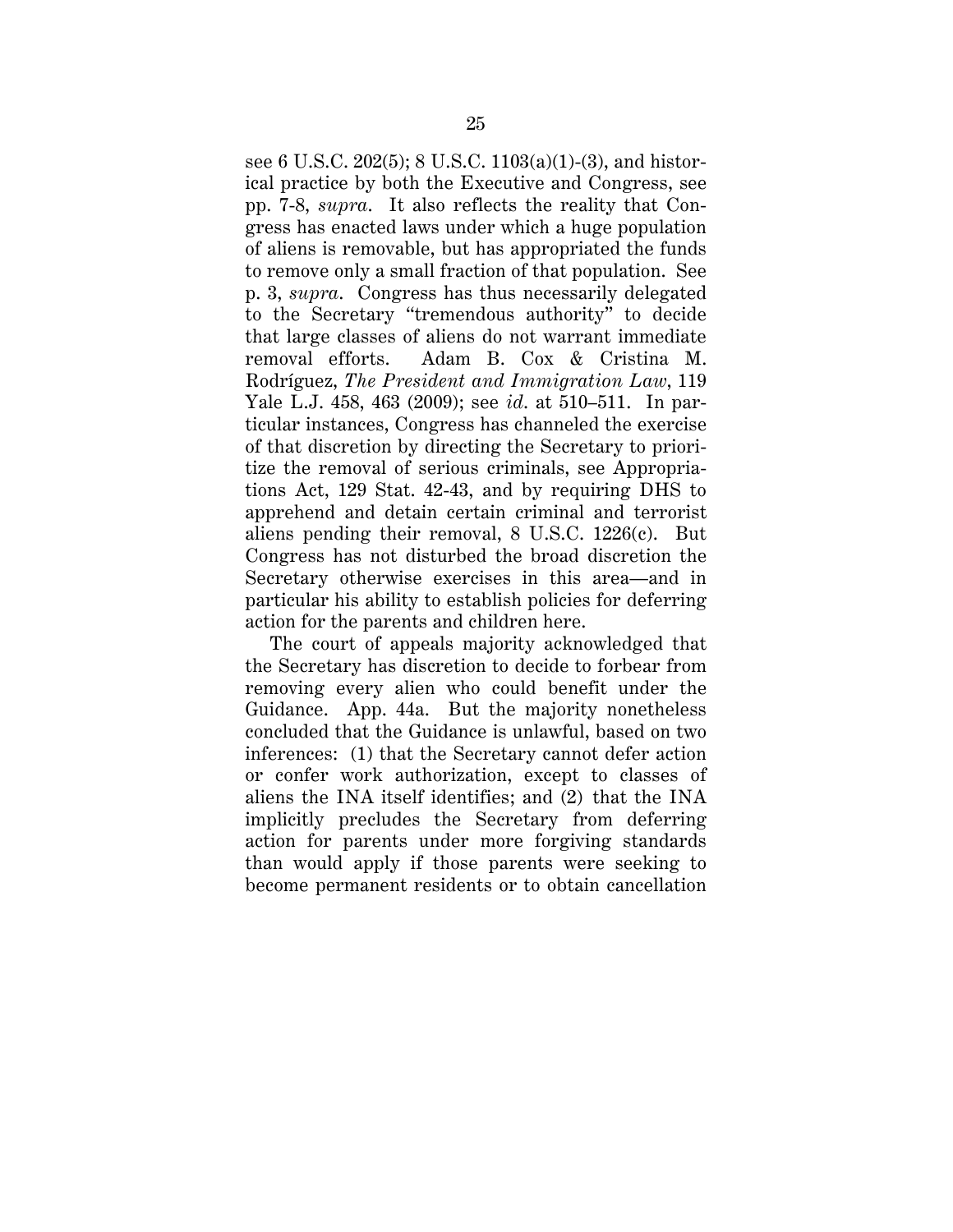see 6 U.S.C. 202(5); 8 U.S.C. 1103(a)(1)-(3), and historical practice by both the Executive and Congress, see pp. 7-8, *supra*. It also reflects the reality that Congress has enacted laws under which a huge population of aliens is removable, but has appropriated the funds to remove only a small fraction of that population. See p. 3, *supra*. Congress has thus necessarily delegated to the Secretary "tremendous authority" to decide that large classes of aliens do not warrant immediate removal efforts. Adam B. Cox & Cristina M. Rodríguez, *The President and Immigration Law*, 119 Yale L.J. 458, 463 (2009); see *id.* at 510–511. In particular instances, Congress has channeled the exercise of that discretion by directing the Secretary to prioritize the removal of serious criminals, see Appropriations Act, 129 Stat. 42-43, and by requiring DHS to apprehend and detain certain criminal and terrorist aliens pending their removal, 8 U.S.C. 1226(c). But Congress has not disturbed the broad discretion the Secretary otherwise exercises in this area—and in particular his ability to establish policies for deferring action for the parents and children here.

The court of appeals majority acknowledged that the Secretary has discretion to decide to forbear from removing every alien who could benefit under the Guidance. App. 44a. But the majority nonetheless concluded that the Guidance is unlawful, based on two inferences: (1) that the Secretary cannot defer action or confer work authorization, except to classes of aliens the INA itself identifies; and (2) that the INA implicitly precludes the Secretary from deferring action for parents under more forgiving standards than would apply if those parents were seeking to become permanent residents or to obtain cancellation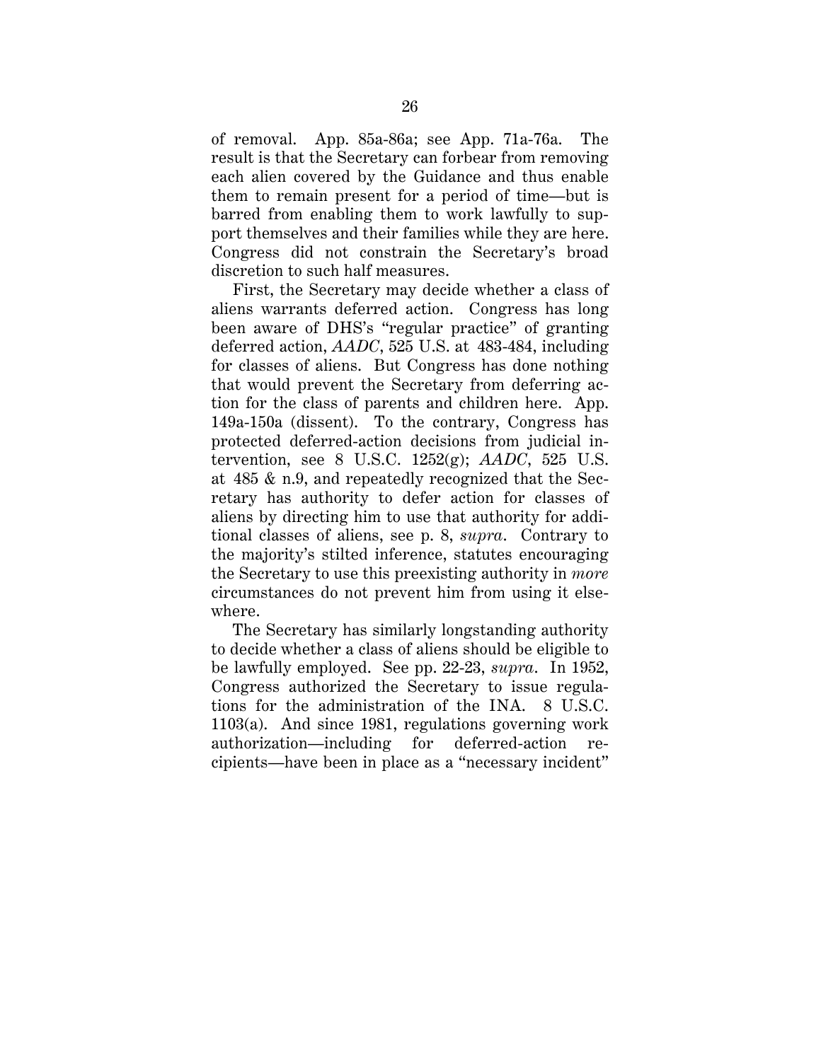of removal. App. 85a-86a; see App. 71a-76a. The result is that the Secretary can forbear from removing each alien covered by the Guidance and thus enable them to remain present for a period of time—but is barred from enabling them to work lawfully to support themselves and their families while they are here. Congress did not constrain the Secretary's broad discretion to such half measures.

First, the Secretary may decide whether a class of aliens warrants deferred action. Congress has long been aware of DHS's "regular practice" of granting deferred action, *AADC*, 525 U.S. at 483-484, including for classes of aliens. But Congress has done nothing that would prevent the Secretary from deferring action for the class of parents and children here. App. 149a-150a (dissent). To the contrary, Congress has protected deferred-action decisions from judicial intervention, see 8 U.S.C. 1252(g); *AADC*, 525 U.S. at 485 & n.9, and repeatedly recognized that the Secretary has authority to defer action for classes of aliens by directing him to use that authority for additional classes of aliens, see p. 8, *supra*. Contrary to the majority's stilted inference, statutes encouraging the Secretary to use this preexisting authority in *more* circumstances do not prevent him from using it elsewhere.

The Secretary has similarly longstanding authority to decide whether a class of aliens should be eligible to be lawfully employed. See pp. 22-23, *supra*. In 1952, Congress authorized the Secretary to issue regulations for the administration of the INA. 8 U.S.C. 1103(a). And since 1981, regulations governing work authorization—including for deferred-action recipients—have been in place as a "necessary incident"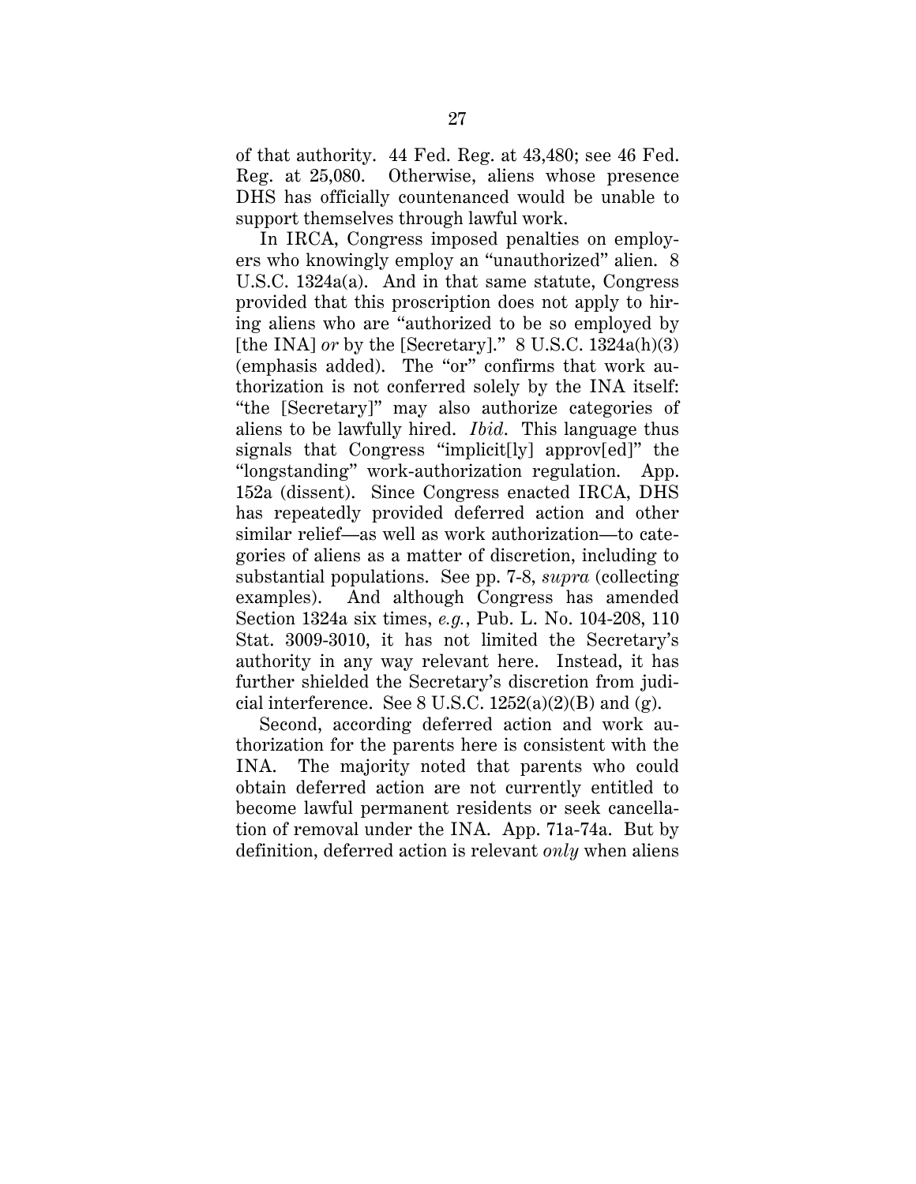of that authority. 44 Fed. Reg. at 43,480; see 46 Fed. Reg. at 25,080. Otherwise, aliens whose presence DHS has officially countenanced would be unable to support themselves through lawful work.

In IRCA, Congress imposed penalties on employers who knowingly employ an "unauthorized" alien. 8 U.S.C. 1324a(a). And in that same statute, Congress provided that this proscription does not apply to hiring aliens who are "authorized to be so employed by [the INA] *or* by the [Secretary]." 8 U.S.C. 1324a(h)(3) (emphasis added). The "or" confirms that work authorization is not conferred solely by the INA itself: "the [Secretary]" may also authorize categories of aliens to be lawfully hired. *Ibid*. This language thus signals that Congress "implicit[ly] approv[ed]" the "longstanding" work-authorization regulation. App. 152a (dissent). Since Congress enacted IRCA, DHS has repeatedly provided deferred action and other similar relief—as well as work authorization—to categories of aliens as a matter of discretion, including to substantial populations. See pp. 7-8, *supra* (collecting examples). And although Congress has amended Section 1324a six times, *e.g.*, Pub. L. No. 104-208, 110 Stat. 3009-3010, it has not limited the Secretary's authority in any way relevant here. Instead, it has further shielded the Secretary's discretion from judicial interference. See 8 U.S.C. 1252(a)(2)(B) and (g).

Second, according deferred action and work authorization for the parents here is consistent with the INA. The majority noted that parents who could obtain deferred action are not currently entitled to become lawful permanent residents or seek cancellation of removal under the INA. App. 71a-74a. But by definition, deferred action is relevant *only* when aliens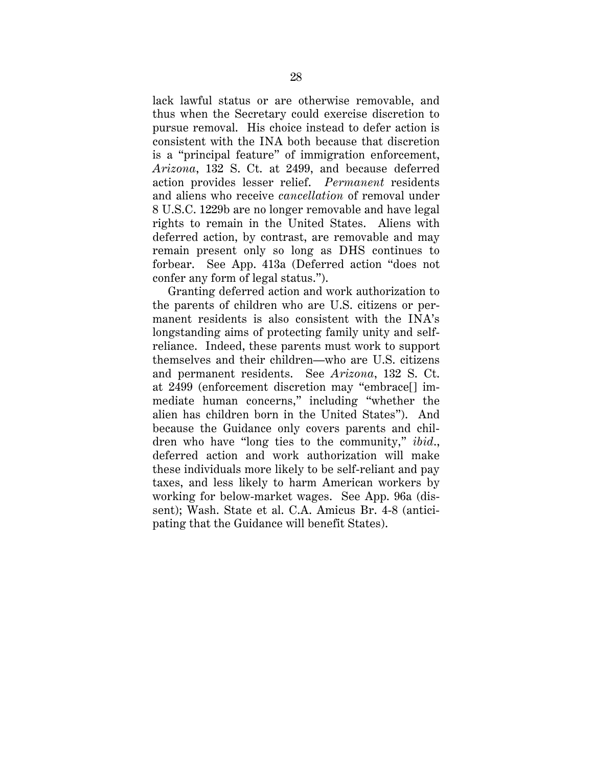lack lawful status or are otherwise removable, and thus when the Secretary could exercise discretion to pursue removal. His choice instead to defer action is consistent with the INA both because that discretion is a "principal feature" of immigration enforcement, *Arizona*, 132 S. Ct. at 2499, and because deferred action provides lesser relief. *Permanent* residents and aliens who receive *cancellation* of removal under 8 U.S.C. 1229b are no longer removable and have legal rights to remain in the United States. Aliens with deferred action, by contrast, are removable and may remain present only so long as DHS continues to forbear. See App. 413a (Deferred action "does not confer any form of legal status.").

Granting deferred action and work authorization to the parents of children who are U.S. citizens or permanent residents is also consistent with the INA's longstanding aims of protecting family unity and self-reliance. Indeed, these parents must work to support themselves and their children—who are U.S. citizens and permanent residents. See *Arizona*, 132 S. Ct. at 2499 (enforcement discretion may "embrace[] immediate human concerns," including "whether the alien has children born in the United States"). And because the Guidance only covers parents and children who have "long ties to the community," *ibid.*, deferred action and work authorization will make these individuals more likely to be self-reliant and pay taxes, and less likely to harm American workers by working for below-market wages. See App. 96a (dissent); Wash. State et al. C.A. Amicus Br. 4-8 (anticipating that the Guidance will benefit States).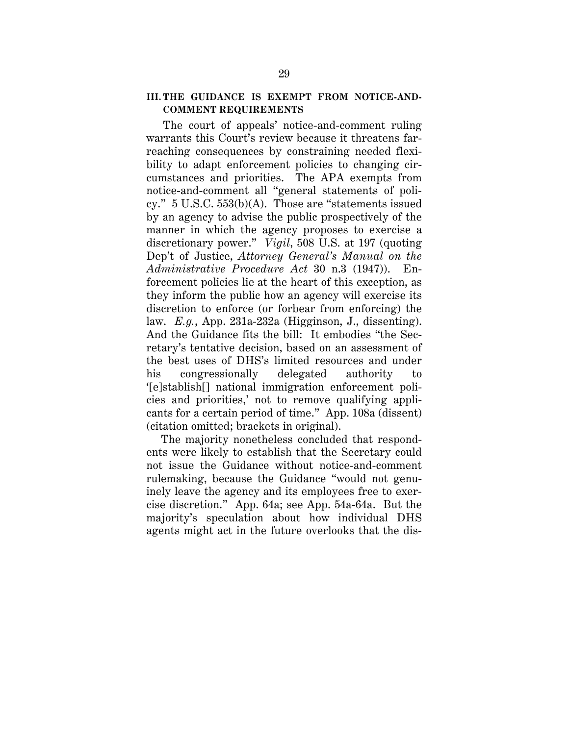## III. THE GUIDANCE IS EXEMPT FROM NOTICE-AND-COMMENT REQUIREMENTS

The court of appeals' notice-and-comment ruling warrants this Court's review because it threatens far-reaching consequences by constraining needed flexibility to adapt enforcement policies to changing circumstances and priorities. The APA exempts from notice-and-comment all "general statements of policy." 5 U.S.C. 553(b)(A). Those are "statements issued by an agency to advise the public prospectively of the manner in which the agency proposes to exercise a discretionary power." *Vigil*, 508 U.S. at 197 (quoting Dep't of Justice, *Attorney General's Manual on the Administrative Procedure Act* 30 n.3 (1947)). Enforcement policies lie at the heart of this exception, as they inform the public how an agency will exercise its discretion to enforce (or forbear from enforcing) the law. *E.g.*, App. 231a-232a (Higginson, J., dissenting). And the Guidance fits the bill: It embodies "the Secretary's tentative decision, based on an assessment of the best uses of DHS's limited resources and under his congressionally delegated authority to '[e]stablish[] national immigration enforcement policies and priorities,' not to remove qualifying applicants for a certain period of time." App. 108a (dissent) (citation omitted; brackets in original).

The majority nonetheless concluded that respondents were likely to establish that the Secretary could not issue the Guidance without notice-and-comment rulemaking, because the Guidance "would not genuinely leave the agency and its employees free to exercise discretion." App. 64a; see App. 54a-64a. But the majority's speculation about how individual DHS agents might act in the future overlooks that the dis-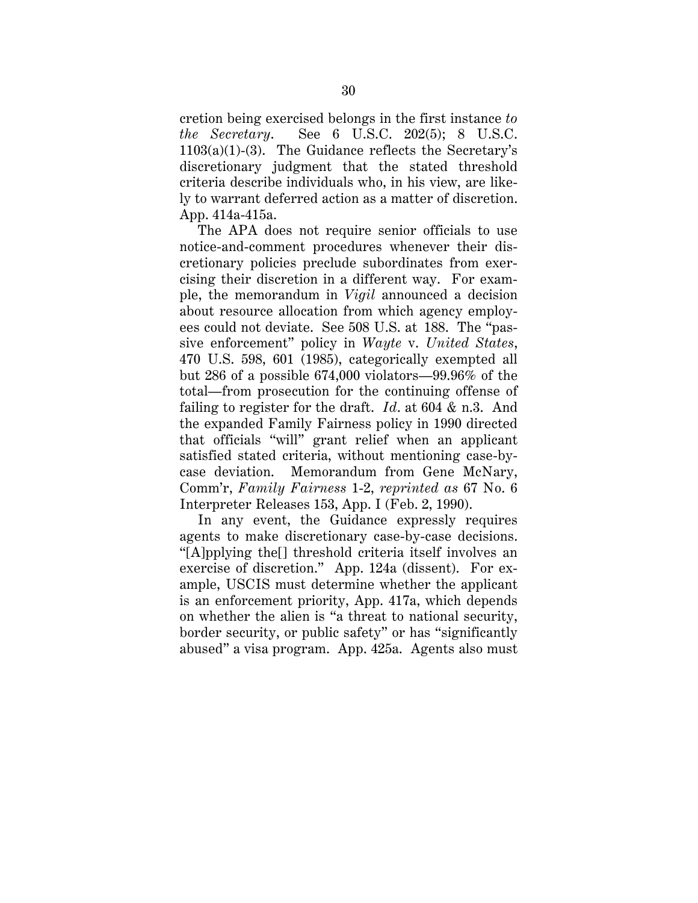cretion being exercised belongs in the first instance *to the Secretary*. See 6 U.S.C. 202(5); 8 U.S.C. 1103(a)(1)-(3). The Guidance reflects the Secretary's discretionary judgment that the stated threshold criteria describe individuals who, in his view, are likely to warrant deferred action as a matter of discretion. App. 414a-415a.

The APA does not require senior officials to use notice-and-comment procedures whenever their discretionary policies preclude subordinates from exercising their discretion in a different way. For example, the memorandum in *Vigil* announced a decision about resource allocation from which agency employees could not deviate. See 508 U.S. at 188. The "passive enforcement" policy in *Wayte* v. *United States*, 470 U.S. 598, 601 (1985), categorically exempted all but 286 of a possible 674,000 violators—99.96% of the total—from prosecution for the continuing offense of failing to register for the draft. *Id*. at 604 & n.3. And the expanded Family Fairness policy in 1990 directed that officials "will" grant relief when an applicant satisfied stated criteria, without mentioning case-by-case deviation. Memorandum from Gene McNary, Comm'r, *Family Fairness* 1-2, *reprinted as* 67 No. 6 Interpreter Releases 153, App. I (Feb. 2, 1990).

In any event, the Guidance expressly requires agents to make discretionary case-by-case decisions. "[A]pplying the[] threshold criteria itself involves an exercise of discretion." App. 124a (dissent). For example, USCIS must determine whether the applicant is an enforcement priority, App. 417a, which depends on whether the alien is "a threat to national security, border security, or public safety" or has "significantly abused" a visa program. App. 425a. Agents also must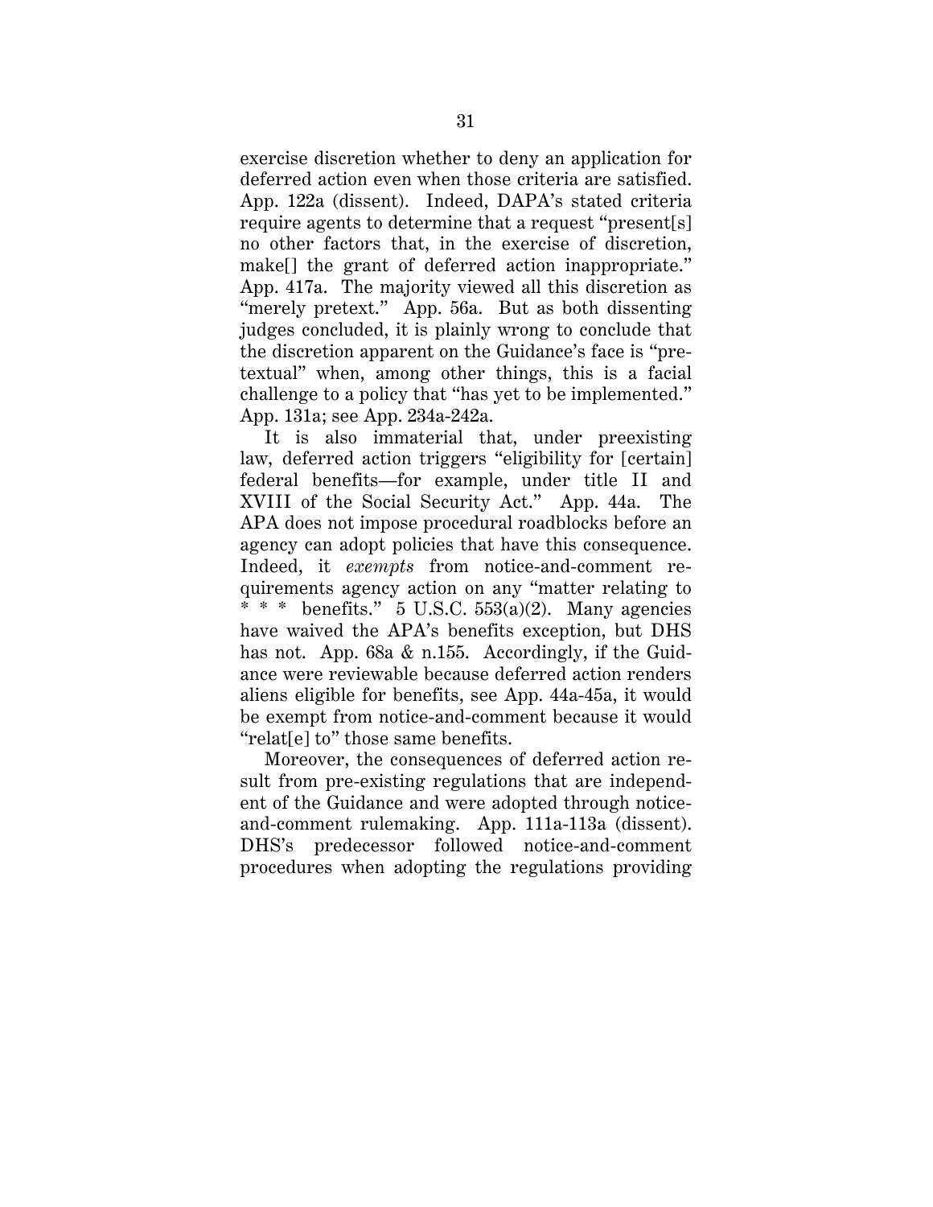exercise discretion whether to deny an application for deferred action even when those criteria are satisfied. App. 122a (dissent). Indeed, DAPA's stated criteria require agents to determine that a request "present[s] no other factors that, in the exercise of discretion, make[] the grant of deferred action inappropriate." App. 417a. The majority viewed all this discretion as "merely pretext." App. 56a. But as both dissenting judges concluded, it is plainly wrong to conclude that the discretion apparent on the Guidance's face is "pretextual" when, among other things, this is a facial challenge to a policy that "has yet to be implemented." App. 131a; see App. 234a-242a.

It is also immaterial that, under preexisting law, deferred action triggers "eligibility for [certain] federal benefits—for example, under title II and XVIII of the Social Security Act." App. 44a. The APA does not impose procedural roadblocks before an agency can adopt policies that have this consequence. Indeed, it *exempts* from notice-and-comment requirements agency action on any "matter relating to * * * benefits." 5 U.S.C. 553(a)(2). Many agencies have waived the APA's benefits exception, but DHS has not. App. 68a & n.155. Accordingly, if the Guidance were reviewable because deferred action renders aliens eligible for benefits, see App. 44a-45a, it would be exempt from notice-and-comment because it would "relat[e] to" those same benefits.

Moreover, the consequences of deferred action result from pre-existing regulations that are independent of the Guidance and were adopted through notice-and-comment rulemaking. App. 111a-113a (dissent). DHS's predecessor followed notice-and-comment procedures when adopting the regulations providing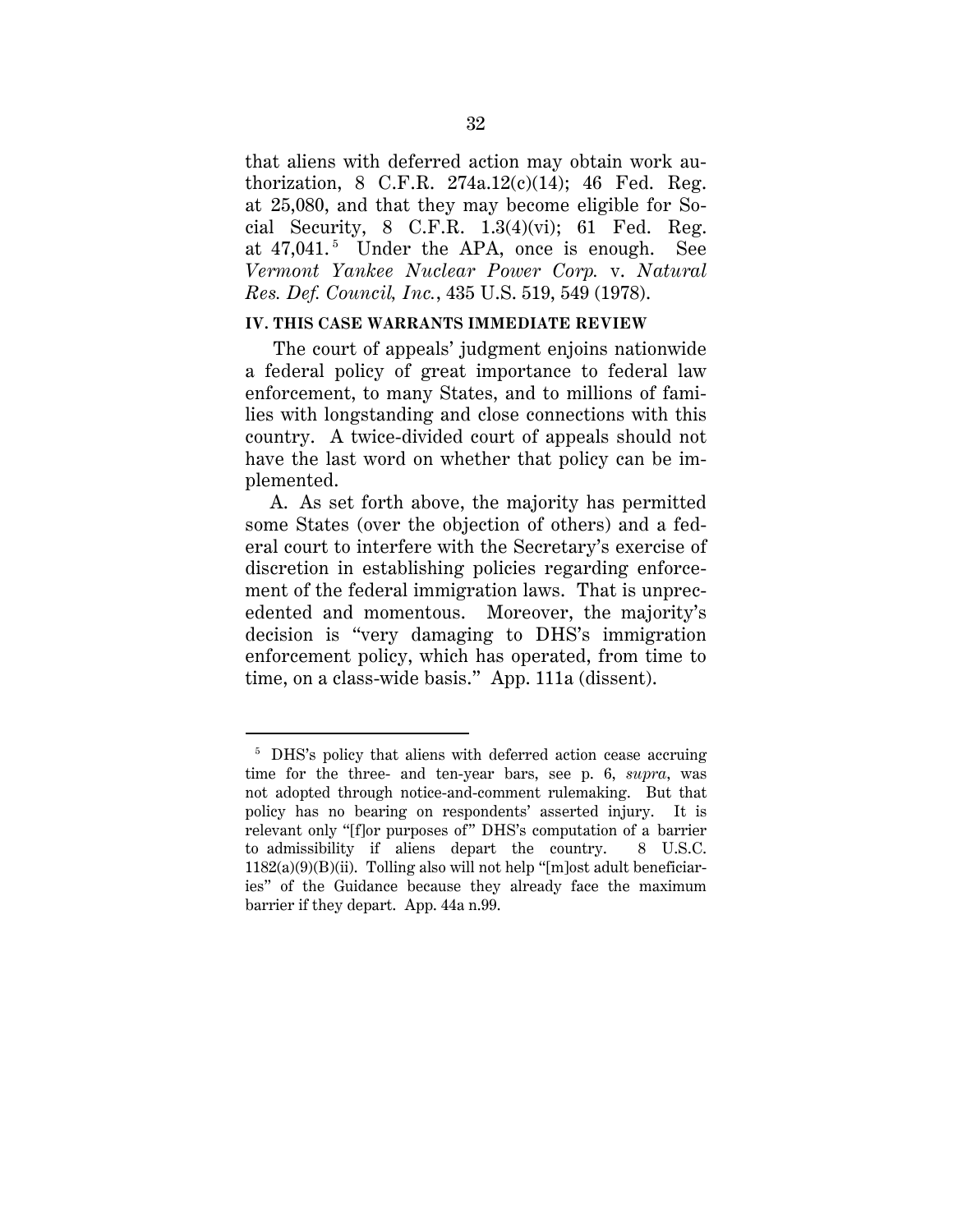that aliens with deferred action may obtain work authorization, 8 C.F.R. 274a.12(c)(14); 46 Fed. Reg. at 25,080, and that they may become eligible for Social Security, 8 C.F.R. 1.3(4)(vi); 61 Fed. Reg. at 47,041.[5] Under the APA, once is enough. See *Vermont Yankee Nuclear Power Corp.* v. *Natural Res. Def. Council, Inc.*, 435 U.S. 519, 549 (1978).

### IV. THIS CASE WARRANTS IMMEDIATE REVIEW

The court of appeals' judgment enjoins nationwide a federal policy of great importance to federal law enforcement, to many States, and to millions of families with longstanding and close connections with this country. A twice-divided court of appeals should not have the last word on whether that policy can be implemented.

A. As set forth above, the majority has permitted some States (over the objection of others) and a federal court to interfere with the Secretary's exercise of discretion in establishing policies regarding enforcement of the federal immigration laws. That is unprecedented and momentous. Moreover, the majority's decision is "very damaging to DHS's immigration enforcement policy, which has operated, from time to time, on a class-wide basis." App. 111a (dissent).

---

[5] DHS's policy that aliens with deferred action cease accruing time for the three- and ten-year bars, see p. 6, *supra*, was not adopted through notice-and-comment rulemaking. But that policy has no bearing on respondents' asserted injury. It is relevant only "[f]or purposes of" DHS's computation of a barrier to admissibility if aliens depart the country. 8 U.S.C. 1182(a)(9)(B)(ii). Tolling also will not help "[m]ost adult beneficiaries" of the Guidance because they already face the maximum barrier if they depart. App. 44a n.99.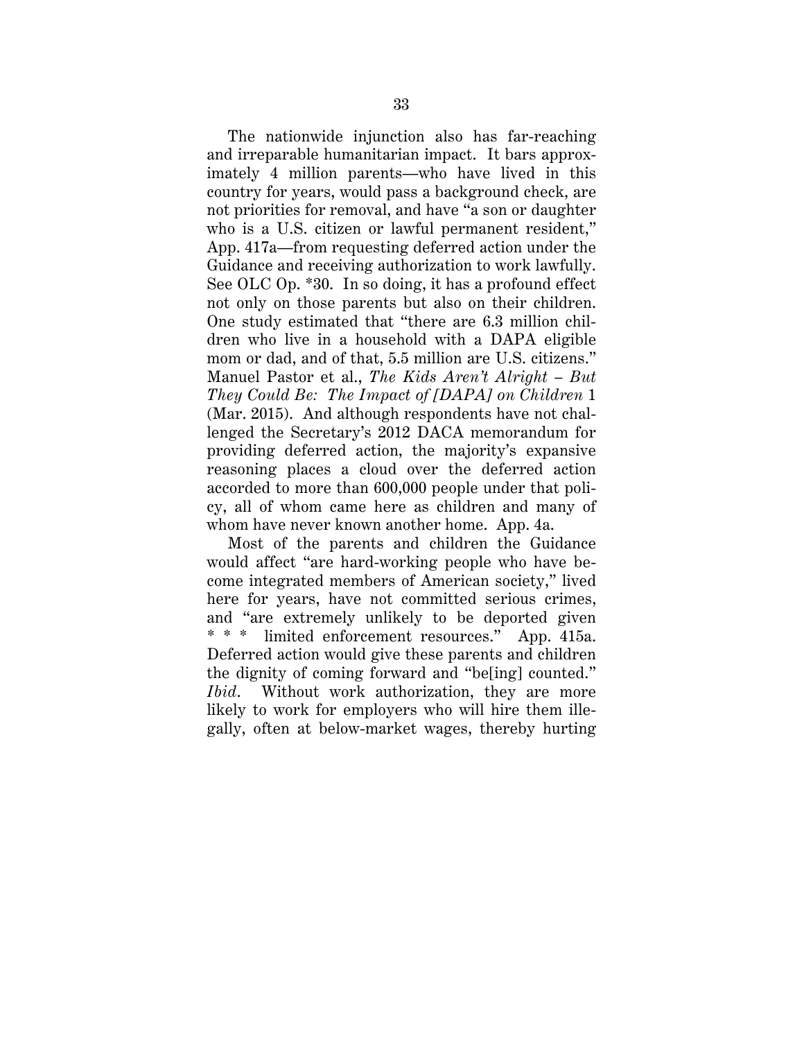The nationwide injunction also has far-reaching and irreparable humanitarian impact. It bars approximately 4 million parents—who have lived in this country for years, would pass a background check, are not priorities for removal, and have "a son or daughter who is a U.S. citizen or lawful permanent resident," App. 417a—from requesting deferred action under the Guidance and receiving authorization to work lawfully. See OLC Op. *30. In so doing, it has a profound effect not only on those parents but also on their children. One study estimated that "there are 6.3 million children who live in a household with a DAPA eligible mom or dad, and of that, 5.5 million are U.S. citizens." Manuel Pastor et al., *The Kids Aren't Alright – But They Could Be: The Impact of [DAPA] on Children* 1 (Mar. 2015). And although respondents have not challenged the Secretary's 2012 DACA memorandum for providing deferred action, the majority's expansive reasoning places a cloud over the deferred action accorded to more than 600,000 people under that policy, all of whom came here as children and many of whom have never known another home. App. 4a.

Most of the parents and children the Guidance would affect "are hard-working people who have become integrated members of American society," lived here for years, have not committed serious crimes, and "are extremely unlikely to be deported given * * * limited enforcement resources." App. 415a. Deferred action would give these parents and children the dignity of coming forward and "be[ing] counted." *Ibid.* Without work authorization, they are more likely to work for employers who will hire them illegally, often at below-market wages, thereby hurting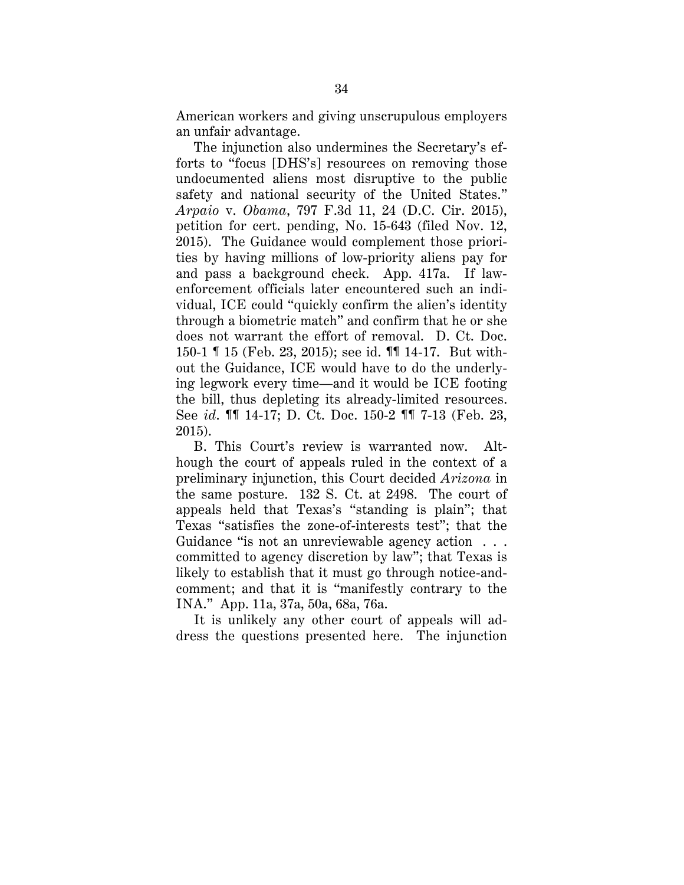American workers and giving unscrupulous employers an unfair advantage.

The injunction also undermines the Secretary's efforts to "focus [DHS's] resources on removing those undocumented aliens most disruptive to the public safety and national security of the United States." *Arpaio* v. *Obama*, 797 F.3d 11, 24 (D.C. Cir. 2015), petition for cert. pending, No. 15-643 (filed Nov. 12, 2015). The Guidance would complement those priorities by having millions of low-priority aliens pay for and pass a background check. App. 417a. If law-enforcement officials later encountered such an individual, ICE could "quickly confirm the alien's identity through a biometric match" and confirm that he or she does not warrant the effort of removal. D. Ct. Doc. 150-1 ¶ 15 (Feb. 23, 2015); see id. ¶¶ 14-17. But without the Guidance, ICE would have to do the underlying legwork every time—and it would be ICE footing the bill, thus depleting its already-limited resources. See *id.* ¶¶ 14-17; D. Ct. Doc. 150-2 ¶¶ 7-13 (Feb. 23, 2015).

B. This Court's review is warranted now. Although the court of appeals ruled in the context of a preliminary injunction, this Court decided *Arizona* in the same posture. 132 S. Ct. at 2498. The court of appeals held that Texas's "standing is plain"; that Texas "satisfies the zone-of-interests test"; that the Guidance "is not an unreviewable agency action . . . committed to agency discretion by law"; that Texas is likely to establish that it must go through notice-and-comment; and that it is "manifestly contrary to the INA." App. 11a, 37a, 50a, 68a, 76a.

It is unlikely any other court of appeals will address the questions presented here. The injunction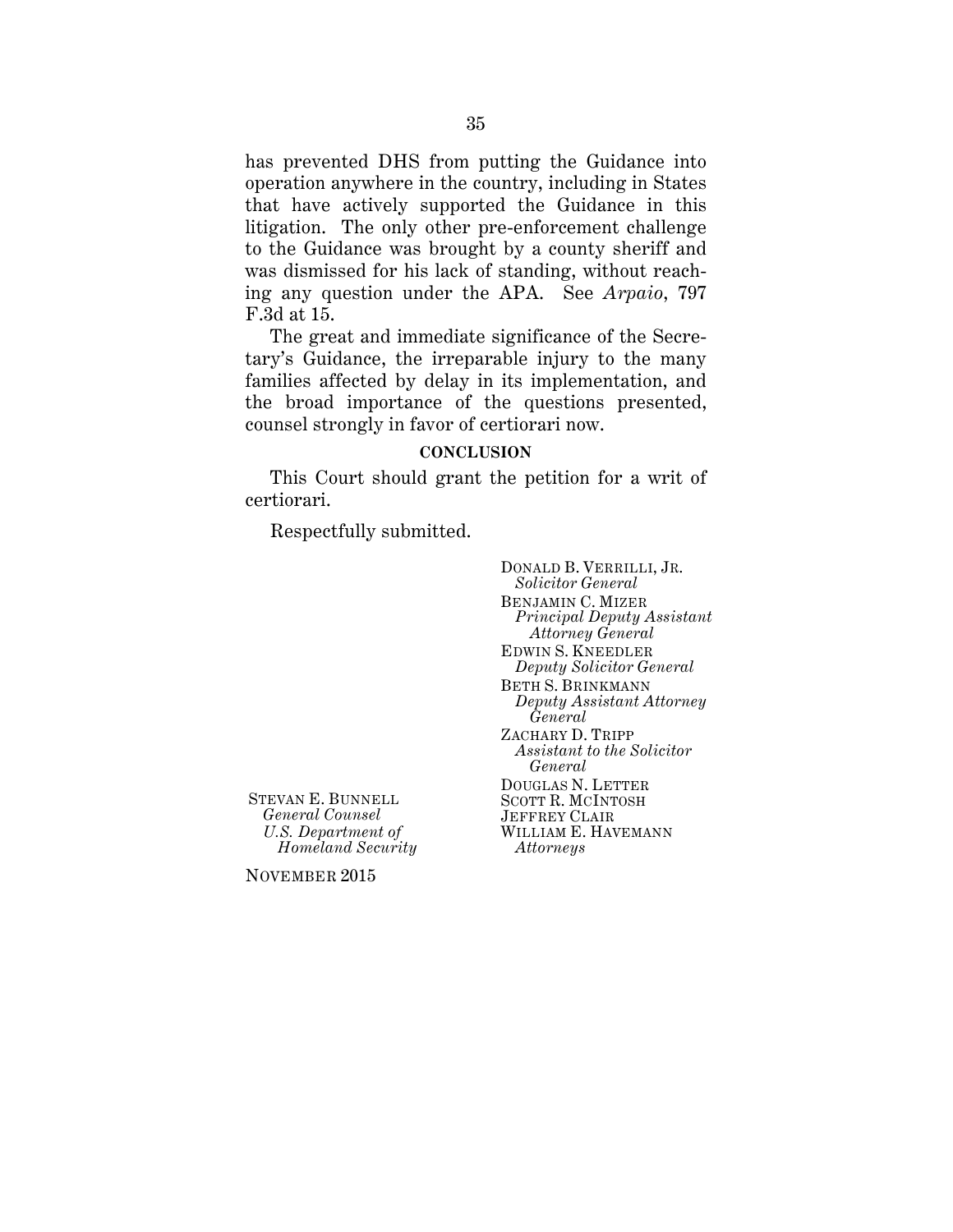has prevented DHS from putting the Guidance into operation anywhere in the country, including in States that have actively supported the Guidance in this litigation. The only other pre-enforcement challenge to the Guidance was brought by a county sheriff and was dismissed for his lack of standing, without reaching any question under the APA. See *Arpaio*, 797 F.3d at 15.

The great and immediate significance of the Secretary's Guidance, the irreparable injury to the many families affected by delay in its implementation, and the broad importance of the questions presented, counsel strongly in favor of certiorari now.

## CONCLUSION

This Court should grant the petition for a writ of certiorari.

Respectfully submitted.

DONALD B. VERRILLI, JR.
*Solicitor General*

BENJAMIN C. MIZER
*Principal Deputy Assistant Attorney General*

EDWIN S. KNEEDLER
*Deputy Solicitor General*

BETH S. BRINKMANN
*Deputy Assistant Attorney General*

ZACHARY D. TRIPP
*Assistant to the Solicitor General*

DOUGLAS N. LETTER
SCOTT R. MCINTOSH
JEFFREY CLAIR
WILLIAM E. HAVEMANN
*Attorneys*

STEVAN E. BUNNELL
*General Counsel*
*U.S. Department of Homeland Security*

NOVEMBER 2015